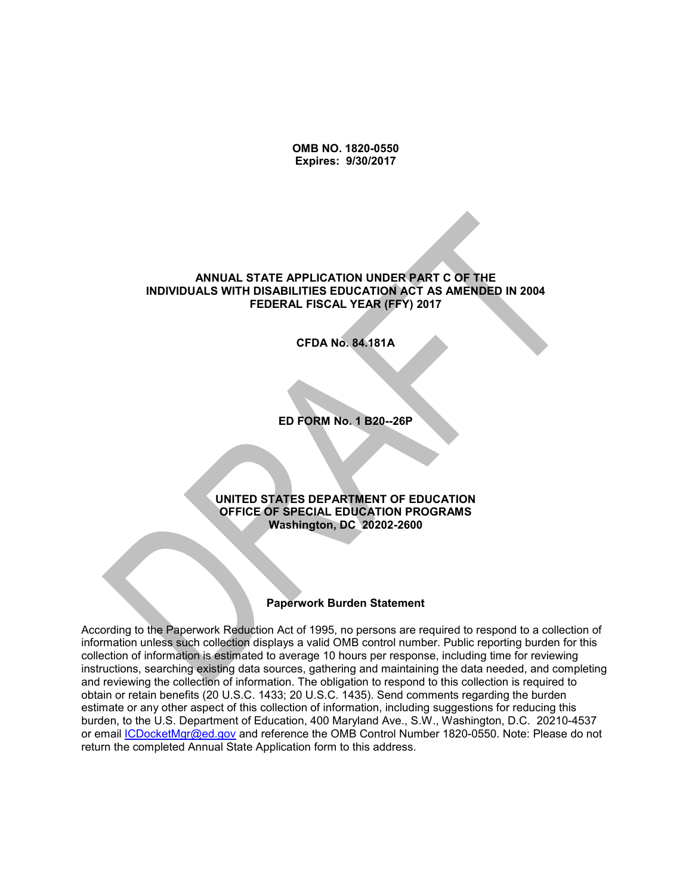**OMB NO. 1820-0550**
**Expires: 9/30/2017**

# ANNUAL STATE APPLICATION UNDER PART C OF THE INDIVIDUALS WITH DISABILITIES EDUCATION ACT AS AMENDED IN 2004 FEDERAL FISCAL YEAR (FFY) 2017

**CFDA No. 84.181A**

**ED FORM No. 1 B20--26P**

**UNITED STATES DEPARTMENT OF EDUCATION**
**OFFICE OF SPECIAL EDUCATION PROGRAMS**
**Washington, DC 20202-2600**

## Paperwork Burden Statement

According to the Paperwork Reduction Act of 1995, no persons are required to respond to a collection of information unless such collection displays a valid OMB control number. Public reporting burden for this collection of information is estimated to average 10 hours per response, including time for reviewing instructions, searching existing data sources, gathering and maintaining the data needed, and completing and reviewing the collection of information. The obligation to respond to this collection is required to obtain or retain benefits (20 U.S.C. 1433; 20 U.S.C. 1435). Send comments regarding the burden estimate or any other aspect of this collection of information, including suggestions for reducing this burden, to the U.S. Department of Education, 400 Maryland Ave., S.W., Washington, D.C. 20210-4537 or email ICDocketMgr@ed.gov and reference the OMB Control Number 1820-0550. Note: Please do not return the completed Annual State Application form to this address.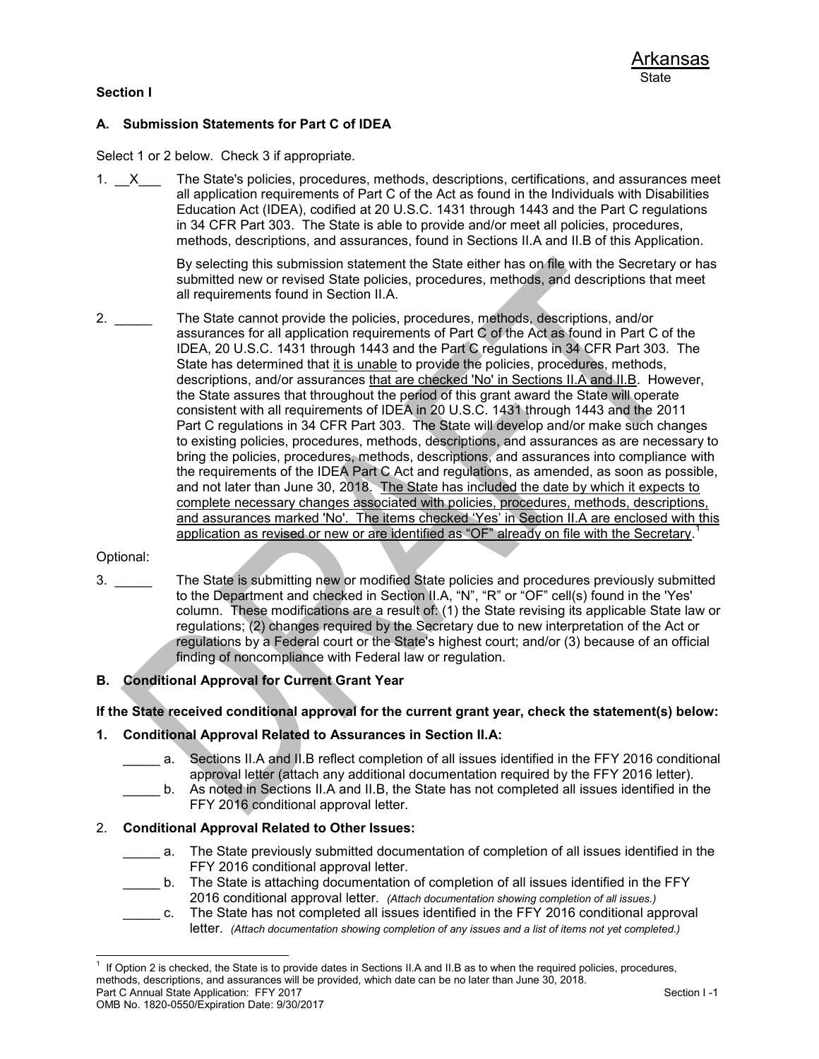Arkansas
State

**Section I**

## A. Submission Statements for Part C of IDEA

Select 1 or 2 below. Check 3 if appropriate.

1. __X___ The State's policies, procedures, methods, descriptions, certifications, and assurances meet all application requirements of Part C of the Act as found in the Individuals with Disabilities Education Act (IDEA), codified at 20 U.S.C. 1431 through 1443 and the Part C regulations in 34 CFR Part 303. The State is able to provide and/or meet all policies, procedures, methods, descriptions, and assurances, found in Sections II.A and II.B of this Application.

   By selecting this submission statement the State either has on file with the Secretary or has submitted new or revised State policies, procedures, methods, and descriptions that meet all requirements found in Section II.A.

2. _____ The State cannot provide the policies, procedures, methods, descriptions, and/or assurances for all application requirements of Part C of the Act as found in Part C of the IDEA, 20 U.S.C. 1431 through 1443 and the Part C regulations in 34 CFR Part 303. The State has determined that <u>it is unable</u> to provide the policies, procedures, methods, descriptions, and/or assurances <u>that are checked 'No' in Sections II.A and II.B</u>. However, the State assures that throughout the period of this grant award the State will operate consistent with all requirements of IDEA in 20 U.S.C. 1431 through 1443 and the 2011 Part C regulations in 34 CFR Part 303. The State will develop and/or make such changes to existing policies, procedures, methods, descriptions, and assurances as are necessary to bring the policies, procedures, methods, descriptions, and assurances into compliance with the requirements of the IDEA Part C Act and regulations, as amended, as soon as possible, and not later than June 30, 2018. <u>The State has included the date by which it expects to complete necessary changes associated with policies, procedures, methods, descriptions, and assurances marked 'No'. The items checked 'Yes' in Section II.A are enclosed with this application as revised or new or are identified as "OF" already on file with the Secretary</u>.[1]

Optional:

3. _____ The State is submitting new or modified State policies and procedures previously submitted to the Department and checked in Section II.A, "N", "R" or "OF" cell(s) found in the 'Yes' column. These modifications are a result of: (1) the State revising its applicable State law or regulations; (2) changes required by the Secretary due to new interpretation of the Act or regulations by a Federal court or the State's highest court; and/or (3) because of an official finding of noncompliance with Federal law or regulation.

## B. Conditional Approval for Current Grant Year

**If the State received conditional approval for the current grant year, check the statement(s) below:**

### 1. Conditional Approval Related to Assurances in Section II.A:

_____ a. Sections II.A and II.B reflect completion of all issues identified in the FFY 2016 conditional approval letter (attach any additional documentation required by the FFY 2016 letter).

_____ b. As noted in Sections II.A and II.B, the State has not completed all issues identified in the FFY 2016 conditional approval letter.

### 2. Conditional Approval Related to Other Issues:

_____ a. The State previously submitted documentation of completion of all issues identified in the FFY 2016 conditional approval letter.

_____ b. The State is attaching documentation of completion of all issues identified in the FFY 2016 conditional approval letter. *(Attach documentation showing completion of all issues.)*

_____ c. The State has not completed all issues identified in the FFY 2016 conditional approval letter. *(Attach documentation showing completion of any issues and a list of items not yet completed.)*

---

[1] If Option 2 is checked, the State is to provide dates in Sections II.A and II.B as to when the required policies, procedures, methods, descriptions, and assurances will be provided, which date can be no later than June 30, 2018.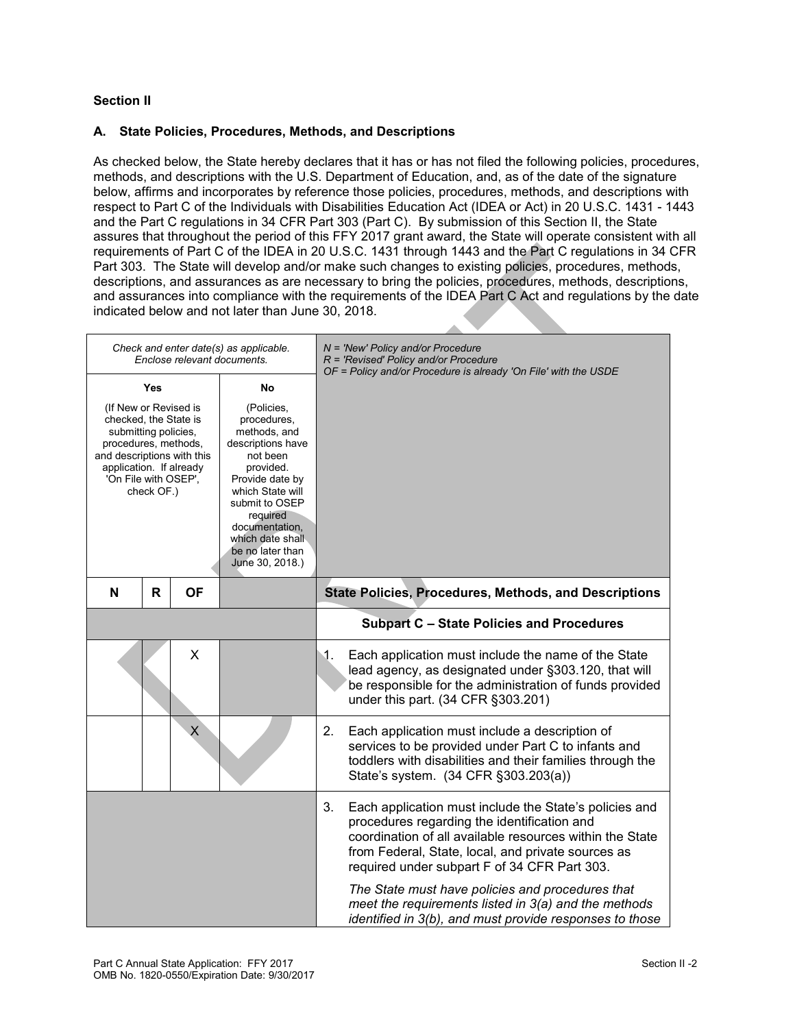**Section II**

**A. State Policies, Procedures, Methods, and Descriptions**

As checked below, the State hereby declares that it has or has not filed the following policies, procedures, methods, and descriptions with the U.S. Department of Education, and, as of the date of the signature below, affirms and incorporates by reference those policies, procedures, methods, and descriptions with respect to Part C of the Individuals with Disabilities Education Act (IDEA or Act) in 20 U.S.C. 1431 - 1443 and the Part C regulations in 34 CFR Part 303 (Part C). By submission of this Section II, the State assures that throughout the period of this FFY 2017 grant award, the State will operate consistent with all requirements of Part C of the IDEA in 20 U.S.C. 1431 through 1443 and the Part C regulations in 34 CFR Part 303. The State will develop and/or make such changes to existing policies, procedures, methods, descriptions, and assurances as are necessary to bring the policies, procedures, methods, descriptions, and assurances into compliance with the requirements of the IDEA Part C Act and regulations by the date indicated below and not later than June 30, 2018.

| *Check and enter date(s) as applicable. Enclose relevant documents.* | | | | *N = 'New' Policy and/or Procedure*<br>*R = 'Revised' Policy and/or Procedure*<br>*OF = Policy and/or Procedure is already 'On File' with the USDE* |
|---|---|---|---|---|
| **Yes**<br>(If New or Revised is checked, the State is submitting policies, procedures, methods, and descriptions with this application. If already 'On File with OSEP', check OF.) | | | **No**<br>(Policies, procedures, methods, and descriptions have not been provided. Provide date by which State will submit to OSEP required documentation, which date shall be no later than June 30, 2018.) | |
| **N** | **R** | **OF** | | **State Policies, Procedures, Methods, and Descriptions** |
| | | | | **Subpart C – State Policies and Procedures** |
| | | X | | 1. Each application must include the name of the State lead agency, as designated under §303.120, that will be responsible for the administration of funds provided under this part. (34 CFR §303.201) |
| | | X | | 2. Each application must include a description of services to be provided under Part C to infants and toddlers with disabilities and their families through the State's system. (34 CFR §303.203(a)) |
| | | | | 3. Each application must include the State's policies and procedures regarding the identification and coordination of all available resources within the State from Federal, State, local, and private sources as required under subpart F of 34 CFR Part 303.<br>*The State must have policies and procedures that meet the requirements listed in 3(a) and the methods identified in 3(b), and must provide responses to those* |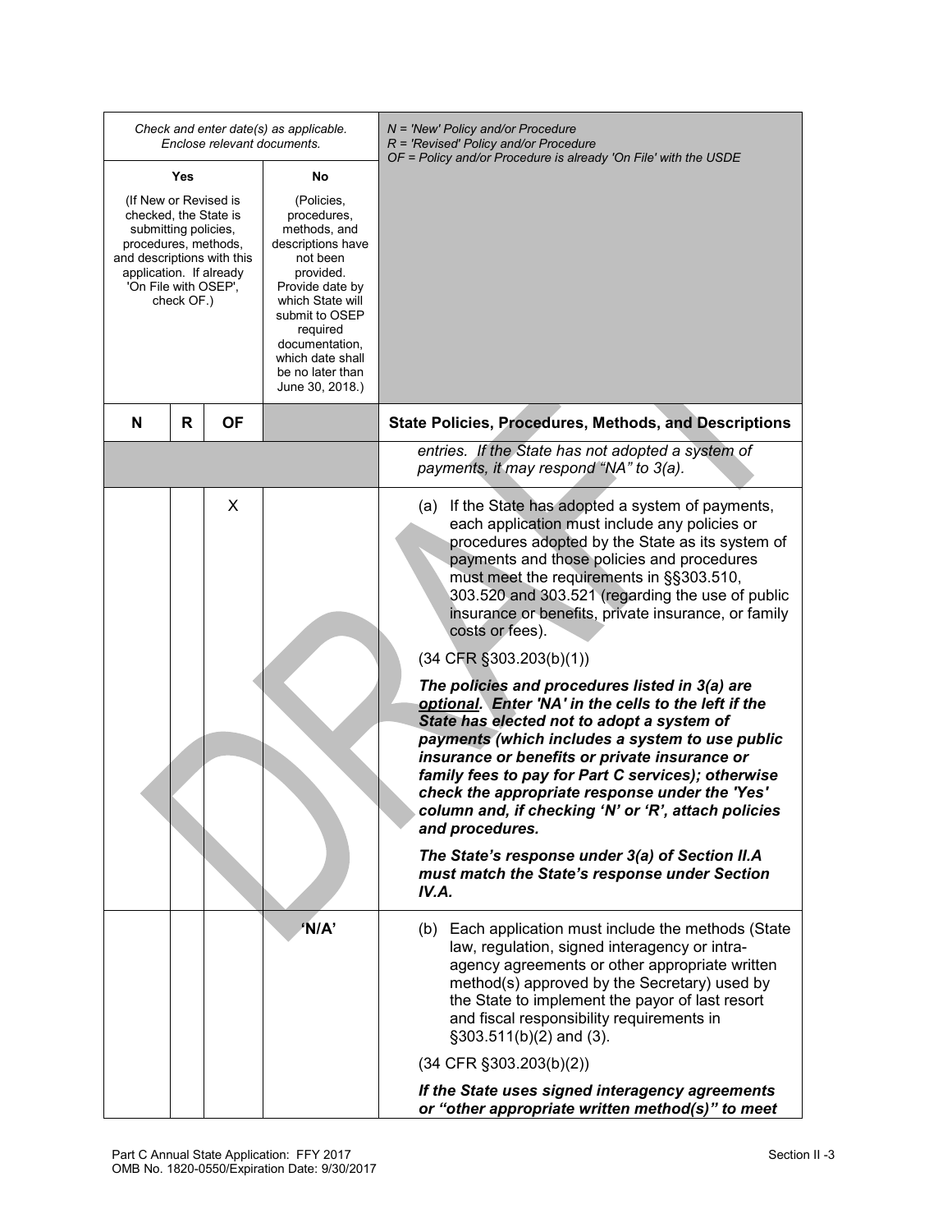| Check and enter date(s) as applicable. Enclose relevant documents. | | | | N = 'New' Policy and/or Procedure<br>R = 'Revised' Policy and/or Procedure<br>OF = Policy and/or Procedure is already 'On File' with the USDE |
|---|---|---|---|---|
| **Yes**<br><br>(If New or Revised is checked, the State is submitting policies, procedures, methods, and descriptions with this application. If already 'On File with OSEP', check OF.) | | | **No**<br><br>(Policies, procedures, methods, and descriptions have not been provided. Provide date by which State will submit to OSEP required documentation, which date shall be no later than June 30, 2018.) | |
| **N** | **R** | **OF** | | **State Policies, Procedures, Methods, and Descriptions** |
| | | | | *entries. If the State has not adopted a system of payments, it may respond "NA" to 3(a).* |
| | | X | | (a) If the State has adopted a system of payments, each application must include any policies or procedures adopted by the State as its system of payments and those policies and procedures must meet the requirements in §§303.510, 303.520 and 303.521 (regarding the use of public insurance or benefits, private insurance, or family costs or fees).<br><br>(34 CFR §303.203(b)(1))<br><br>***The policies and procedures listed in 3(a) are <u>optional</u>. Enter 'NA' in the cells to the left if the State has elected not to adopt a system of payments (which includes a system to use public insurance or benefits or private insurance or family fees to pay for Part C services); otherwise check the appropriate response under the 'Yes' column and, if checking 'N' or 'R', attach policies and procedures.***<br><br>***The State's response under 3(a) of Section II.A must match the State's response under Section IV.A.*** |
| | | | 'N/A' | (b) Each application must include the methods (State law, regulation, signed interagency or intra-agency agreements or other appropriate written method(s) approved by the Secretary) used by the State to implement the payor of last resort and fiscal responsibility requirements in §303.511(b)(2) and (3).<br><br>(34 CFR §303.203(b)(2))<br><br>***If the State uses signed interagency agreements or "other appropriate written method(s)" to meet*** |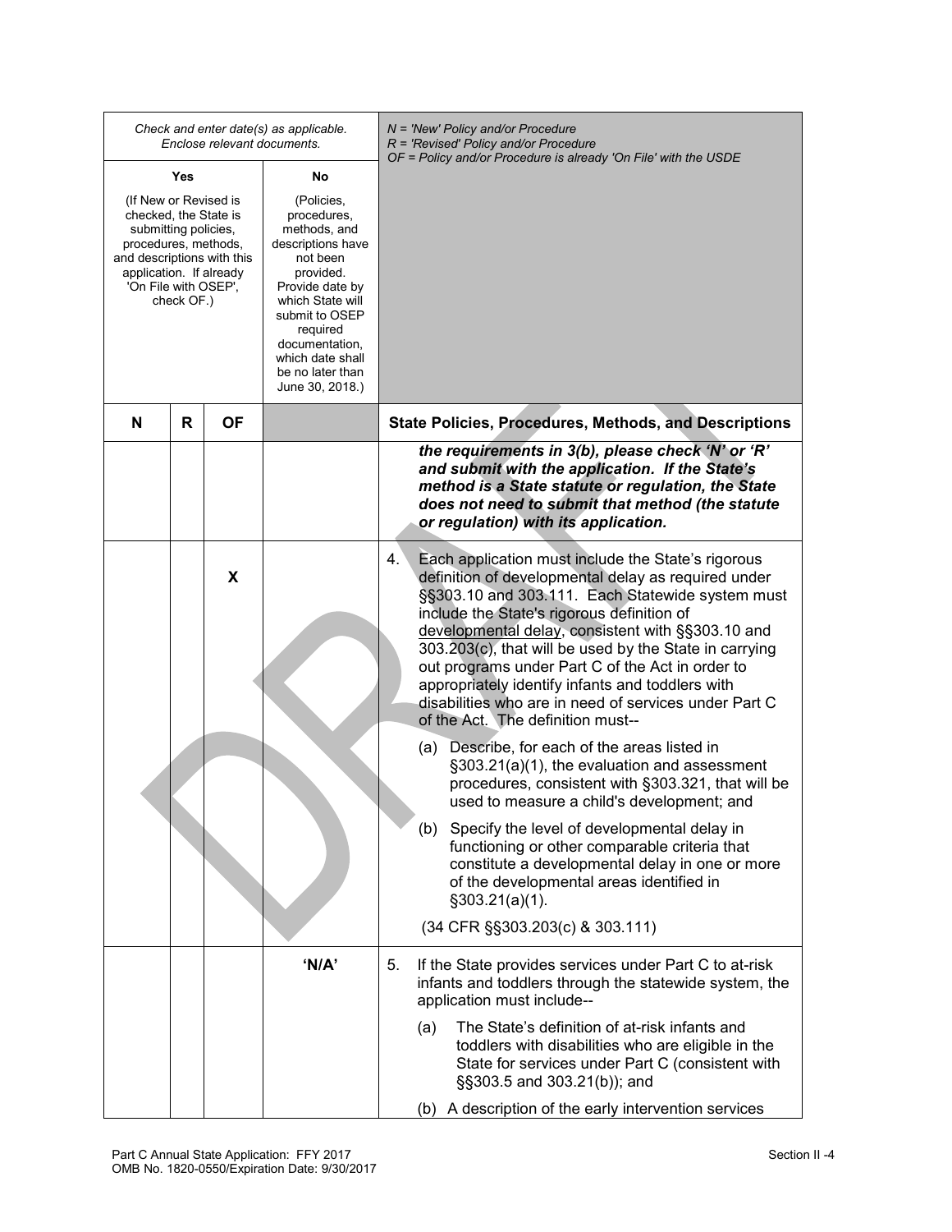| Check and enter date(s) as applicable. Enclose relevant documents. | | | | N = 'New' Policy and/or Procedure<br>R = 'Revised' Policy and/or Procedure<br>OF = Policy and/or Procedure is already 'On File' with the USDE |
|---|---|---|---|---|
| Yes<br><br>(If New or Revised is checked, the State is submitting policies, procedures, methods, and descriptions with this application. If already 'On File with OSEP', check OF.) | | | No<br><br>(Policies, procedures, methods, and descriptions have not been provided. Provide date by which State will submit to OSEP required documentation, which date shall be no later than June 30, 2018.) | |
| **N** | **R** | **OF** | | **State Policies, Procedures, Methods, and Descriptions** |
| | | | | ***the requirements in 3(b), please check 'N' or 'R' and submit with the application. If the State's method is a State statute or regulation, the State does not need to submit that method (the statute or regulation) with its application.*** |
| | | **X** | | 4. Each application must include the State's rigorous definition of developmental delay as required under §§303.10 and 303.111. Each Statewide system must include the State's rigorous definition of <u>developmental delay</u>, consistent with §§303.10 and 303.203(c), that will be used by the State in carrying out programs under Part C of the Act in order to appropriately identify infants and toddlers with disabilities who are in need of services under Part C of the Act. The definition must--<br><br>(a) Describe, for each of the areas listed in §303.21(a)(1), the evaluation and assessment procedures, consistent with §303.321, that will be used to measure a child's development; and<br><br>(b) Specify the level of developmental delay in functioning or other comparable criteria that constitute a developmental delay in one or more of the developmental areas identified in §303.21(a)(1).<br><br>(34 CFR §§303.203(c) & 303.111) |
| | | | **'N/A'** | 5. If the State provides services under Part C to at-risk infants and toddlers through the statewide system, the application must include--<br><br>(a) The State's definition of at-risk infants and toddlers with disabilities who are eligible in the State for services under Part C (consistent with §§303.5 and 303.21(b)); and<br><br>(b) A description of the early intervention services |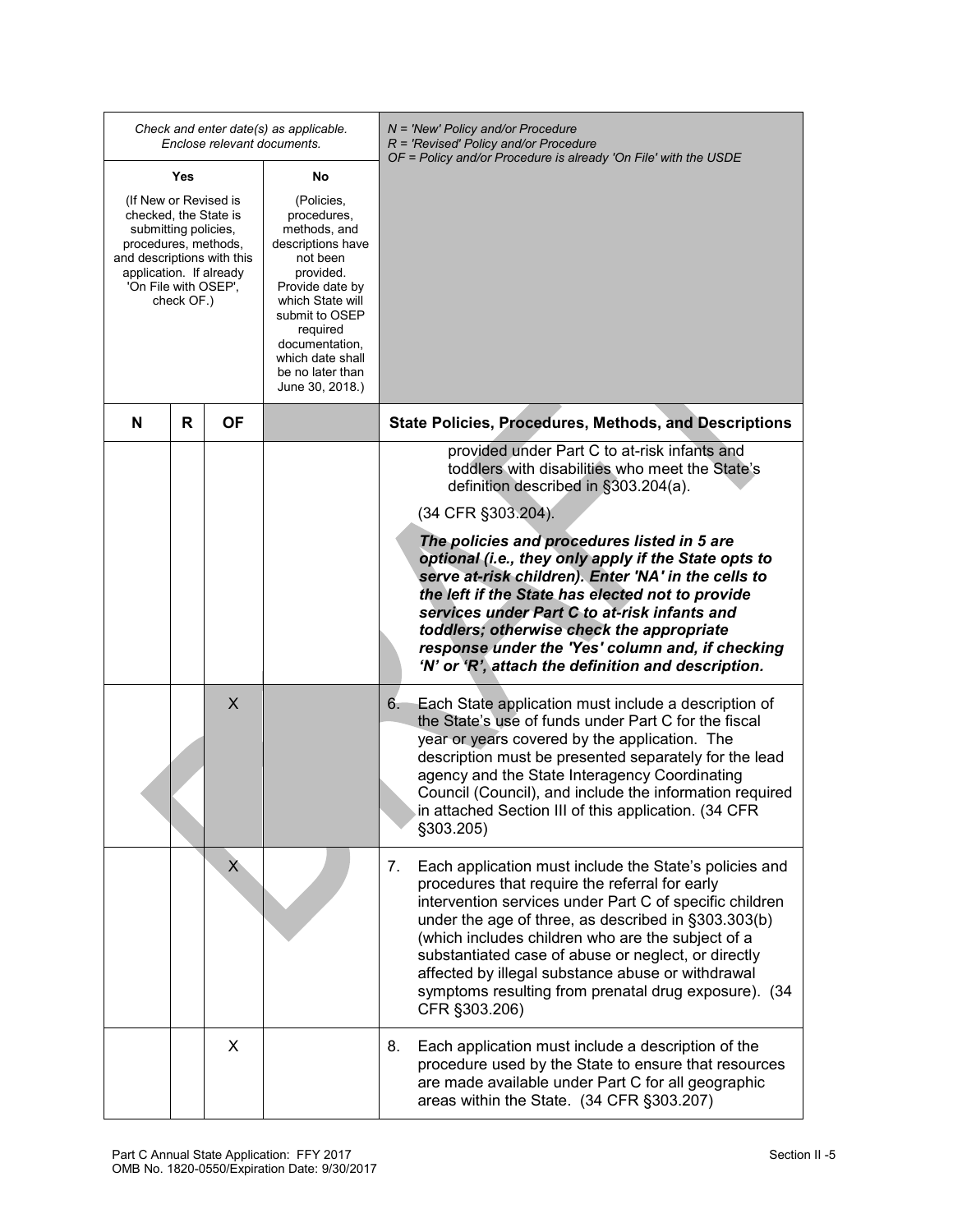| Check and enter date(s) as applicable. Enclose relevant documents. | | | | N = 'New' Policy and/or Procedure<br>R = 'Revised' Policy and/or Procedure<br>OF = Policy and/or Procedure is already 'On File' with the USDE |
|---|---|---|---|---|
| Yes<br>(If New or Revised is checked, the State is submitting policies, procedures, methods, and descriptions with this application. If already 'On File with OSEP', check OF.) | | | No<br>(Policies, procedures, methods, and descriptions have not been provided. Provide date by which State will submit to OSEP required documentation, which date shall be no later than June 30, 2018.) | |
| **N** | **R** | **OF** | | **State Policies, Procedures, Methods, and Descriptions** |
| | | | | provided under Part C to at-risk infants and toddlers with disabilities who meet the State's definition described in §303.204(a).<br>(34 CFR §303.204).<br>***The policies and procedures listed in 5 are optional (i.e., they only apply if the State opts to serve at-risk children). Enter 'NA' in the cells to the left if the State has elected not to provide services under Part C to at-risk infants and toddlers; otherwise check the appropriate response under the 'Yes' column and, if checking 'N' or 'R', attach the definition and description.*** |
| | | X | | 6. Each State application must include a description of the State's use of funds under Part C for the fiscal year or years covered by the application. The description must be presented separately for the lead agency and the State Interagency Coordinating Council (Council), and include the information required in attached Section III of this application. (34 CFR §303.205) |
| | | X | | 7. Each application must include the State's policies and procedures that require the referral for early intervention services under Part C of specific children under the age of three, as described in §303.303(b) (which includes children who are the subject of a substantiated case of abuse or neglect, or directly affected by illegal substance abuse or withdrawal symptoms resulting from prenatal drug exposure). (34 CFR §303.206) |
| | | X | | 8. Each application must include a description of the procedure used by the State to ensure that resources are made available under Part C for all geographic areas within the State. (34 CFR §303.207) |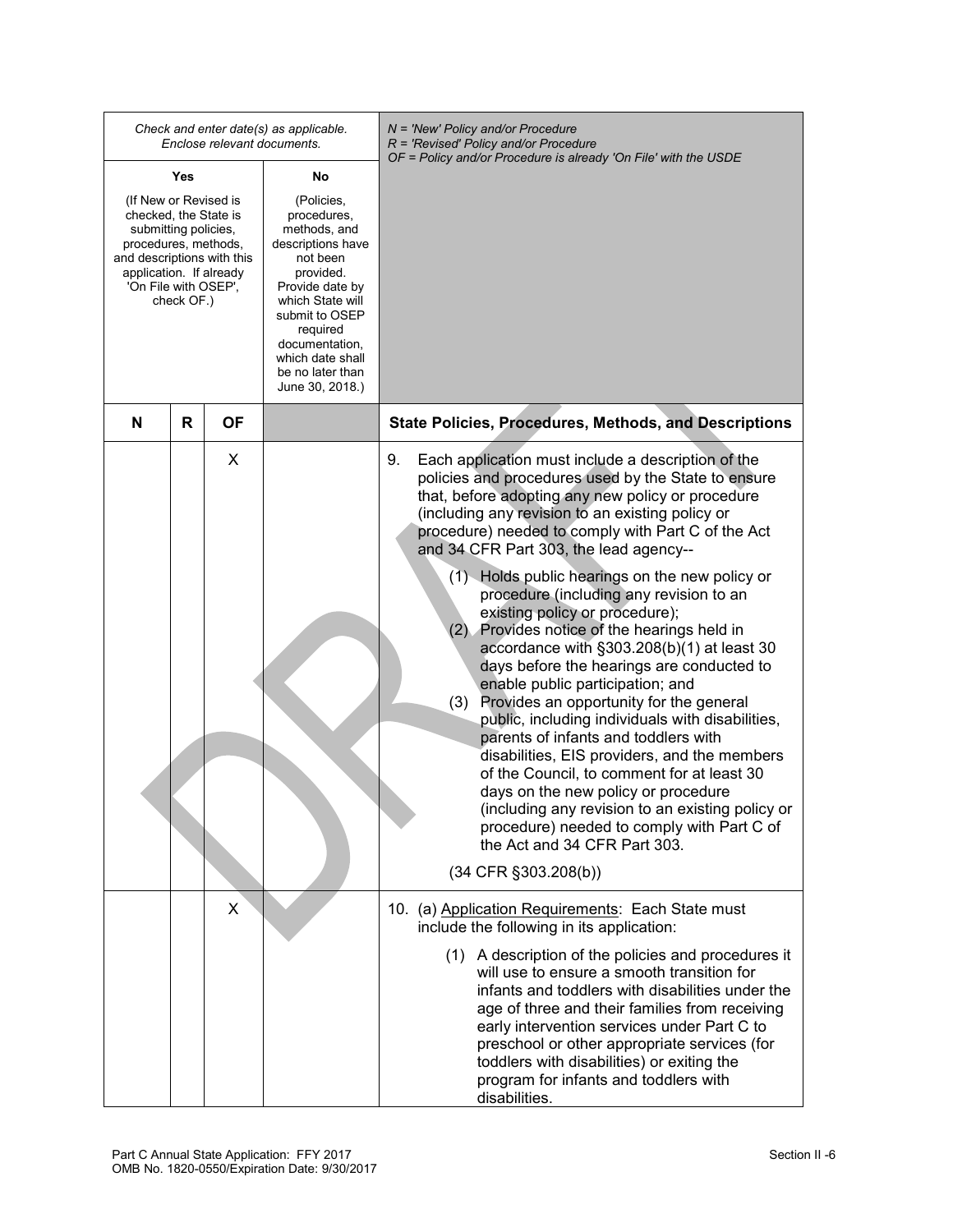| *Check and enter date(s) as applicable. Enclose relevant documents.* | | | | *N = 'New' Policy and/or Procedure*<br>*R = 'Revised' Policy and/or Procedure*<br>*OF = Policy and/or Procedure is already 'On File' with the USDE* |
|---|---|---|---|---|
| **Yes**<br>(If New or Revised is checked, the State is submitting policies, procedures, methods, and descriptions with this application. If already 'On File with OSEP', check OF.) | | | **No**<br>(Policies, procedures, methods, and descriptions have not been provided. Provide date by which State will submit to OSEP required documentation, which date shall be no later than June 30, 2018.) | |
| **N** | **R** | **OF** | | **State Policies, Procedures, Methods, and Descriptions** |
| | | X | | 9. Each application must include a description of the policies and procedures used by the State to ensure that, before adopting any new policy or procedure (including any revision to an existing policy or procedure) needed to comply with Part C of the Act and 34 CFR Part 303, the lead agency--<br>(1) Holds public hearings on the new policy or procedure (including any revision to an existing policy or procedure);<br>(2) Provides notice of the hearings held in accordance with §303.208(b)(1) at least 30 days before the hearings are conducted to enable public participation; and<br>(3) Provides an opportunity for the general public, including individuals with disabilities, parents of infants and toddlers with disabilities, EIS providers, and the members of the Council, to comment for at least 30 days on the new policy or procedure (including any revision to an existing policy or procedure) needed to comply with Part C of the Act and 34 CFR Part 303.<br>(34 CFR §303.208(b)) |
| | | X | | 10. (a) Application Requirements: Each State must include the following in its application:<br>(1) A description of the policies and procedures it will use to ensure a smooth transition for infants and toddlers with disabilities under the age of three and their families from receiving early intervention services under Part C to preschool or other appropriate services (for toddlers with disabilities) or exiting the program for infants and toddlers with disabilities. |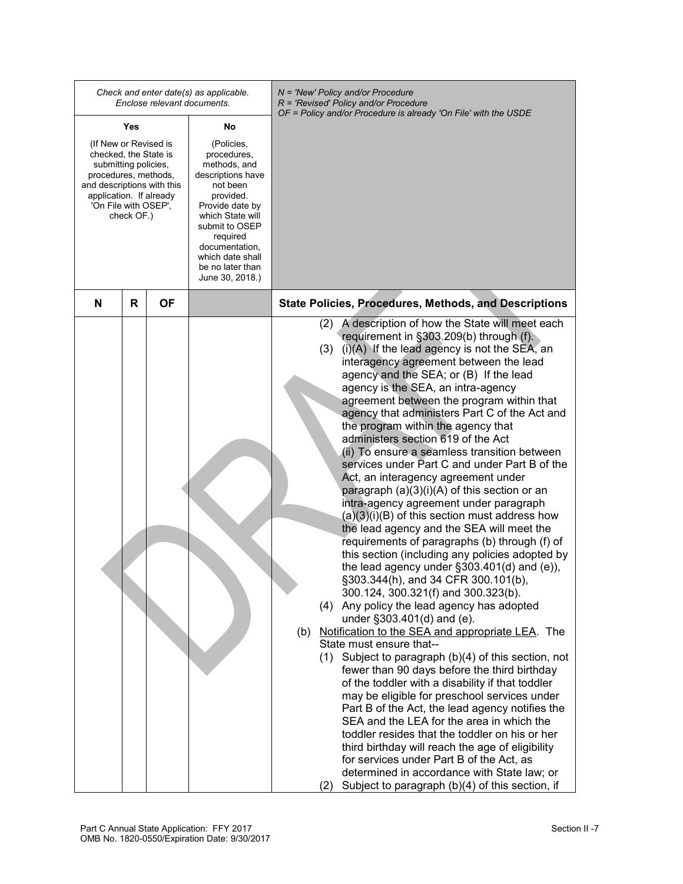| Check and enter date(s) as applicable. Enclose relevant documents. | | | | N = 'New' Policy and/or Procedure<br>R = 'Revised' Policy and/or Procedure<br>OF = Policy and/or Procedure is already 'On File' with the USDE |
|---|---|---|---|---|
| Yes<br>(If New or Revised is checked, the State is submitting policies, procedures, methods, and descriptions with this application. If already 'On File with OSEP', check OF.) | | | No<br>(Policies, procedures, methods, and descriptions have not been provided. Provide date by which State will submit to OSEP required documentation, which date shall be no later than June 30, 2018.) | |
| **N** | **R** | **OF** | | **State Policies, Procedures, Methods, and Descriptions** |
| | | | | (2) A description of how the State will meet each requirement in §303.209(b) through (f).<br>(3) (i)(A) If the lead agency is not the SEA, an interagency agreement between the lead agency and the SEA; or (B) If the lead agency is the SEA, an intra-agency agreement between the program within that agency that administers Part C of the Act and the program within the agency that administers section 619 of the Act<br>(ii) To ensure a seamless transition between services under Part C and under Part B of the Act, an interagency agreement under paragraph (a)(3)(i)(A) of this section or an intra-agency agreement under paragraph (a)(3)(i)(B) of this section must address how the lead agency and the SEA will meet the requirements of paragraphs (b) through (f) of this section (including any policies adopted by the lead agency under §303.401(d) and (e)), §303.344(h), and 34 CFR 300.101(b), 300.124, 300.321(f) and 300.323(b).<br>(4) Any policy the lead agency has adopted under §303.401(d) and (e).<br>(b) Notification to the SEA and appropriate LEA. The State must ensure that--<br>(1) Subject to paragraph (b)(4) of this section, not fewer than 90 days before the third birthday of the toddler with a disability if that toddler may be eligible for preschool services under Part B of the Act, the lead agency notifies the SEA and the LEA for the area in which the toddler resides that the toddler on his or her third birthday will reach the age of eligibility for services under Part B of the Act, as determined in accordance with State law; or<br>(2) Subject to paragraph (b)(4) of this section, if |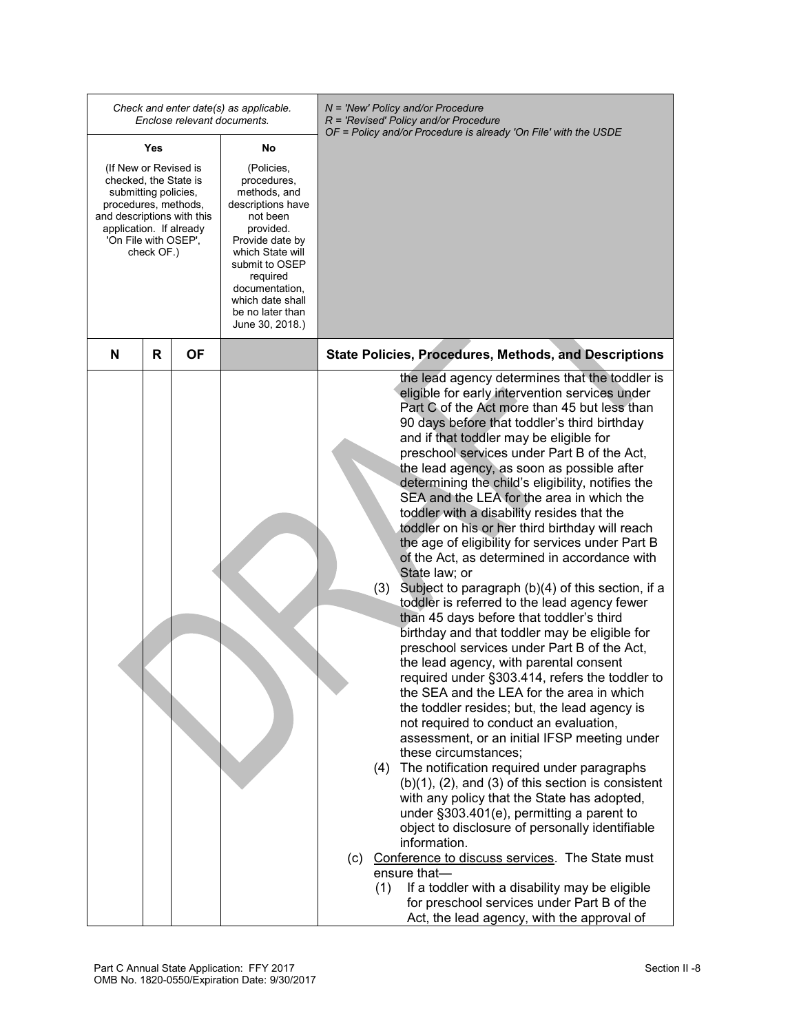| Check and enter date(s) as applicable. Enclose relevant documents. | | | | *N = 'New' Policy and/or Procedure*<br>*R = 'Revised' Policy and/or Procedure*<br>*OF = Policy and/or Procedure is already 'On File' with the USDE* |
|---|---|---|---|---|
| **Yes**<br>(If New or Revised is checked, the State is submitting policies, procedures, methods, and descriptions with this application. If already 'On File with OSEP', check OF.) | | | **No**<br>(Policies, procedures, methods, and descriptions have not been provided. Provide date by which State will submit to OSEP required documentation, which date shall be no later than June 30, 2018.) | |
| **N** | **R** | **OF** | | **State Policies, Procedures, Methods, and Descriptions** |
| | | | | the lead agency determines that the toddler is eligible for early intervention services under Part C of the Act more than 45 but less than 90 days before that toddler's third birthday and if that toddler may be eligible for preschool services under Part B of the Act, the lead agency, as soon as possible after determining the child's eligibility, notifies the SEA and the LEA for the area in which the toddler with a disability resides that the toddler on his or her third birthday will reach the age of eligibility for services under Part B of the Act, as determined in accordance with State law; or<br>(3) Subject to paragraph (b)(4) of this section, if a toddler is referred to the lead agency fewer than 45 days before that toddler's third birthday and that toddler may be eligible for preschool services under Part B of the Act, the lead agency, with parental consent required under §303.414, refers the toddler to the SEA and the LEA for the area in which the toddler resides; but, the lead agency is not required to conduct an evaluation, assessment, or an initial IFSP meeting under these circumstances;<br>(4) The notification required under paragraphs (b)(1), (2), and (3) of this section is consistent with any policy that the State has adopted, under §303.401(e), permitting a parent to object to disclosure of personally identifiable information.<br>(c) Conference to discuss services. The State must ensure that—<br>(1) If a toddler with a disability may be eligible for preschool services under Part B of the Act, the lead agency, with the approval of |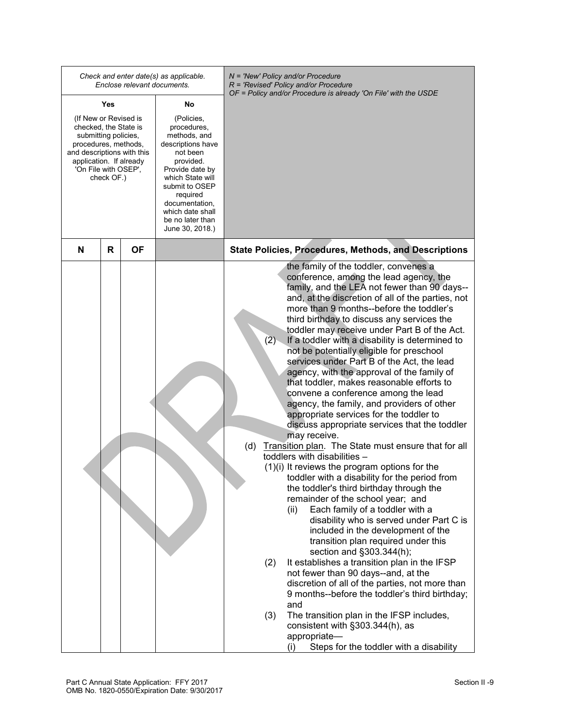| Check and enter date(s) as applicable. Enclose relevant documents. | | | | N = 'New' Policy and/or Procedure<br>R = 'Revised' Policy and/or Procedure<br>OF = Policy and/or Procedure is already 'On File' with the USDE |
|---|---|---|---|---|
| **Yes**<br>(If New or Revised is checked, the State is submitting policies, procedures, methods, and descriptions with this application. If already 'On File with OSEP', check OF.) | | | **No**<br>(Policies, procedures, methods, and descriptions have not been provided. Provide date by which State will submit to OSEP required documentation, which date shall be no later than June 30, 2018.) | |
| **N** | **R** | **OF** | | **State Policies, Procedures, Methods, and Descriptions** |
| | | | | the family of the toddler, convenes a conference, among the lead agency, the family, and the LEA not fewer than 90 days--and, at the discretion of all of the parties, not more than 9 months--before the toddler's third birthday to discuss any services the toddler may receive under Part B of the Act.<br>(2) If a toddler with a disability is determined to not be potentially eligible for preschool services under Part B of the Act, the lead agency, with the approval of the family of that toddler, makes reasonable efforts to convene a conference among the lead agency, the family, and providers of other appropriate services for the toddler to discuss appropriate services that the toddler may receive.<br>(d) Transition plan. The State must ensure that for all toddlers with disabilities –<br>(1)(i) It reviews the program options for the toddler with a disability for the period from the toddler's third birthday through the remainder of the school year; and<br>(ii) Each family of a toddler with a disability who is served under Part C is included in the development of the transition plan required under this section and §303.344(h);<br>(2) It establishes a transition plan in the IFSP not fewer than 90 days--and, at the discretion of all of the parties, not more than 9 months--before the toddler's third birthday; and<br>(3) The transition plan in the IFSP includes, consistent with §303.344(h), as appropriate—<br>(i) Steps for the toddler with a disability |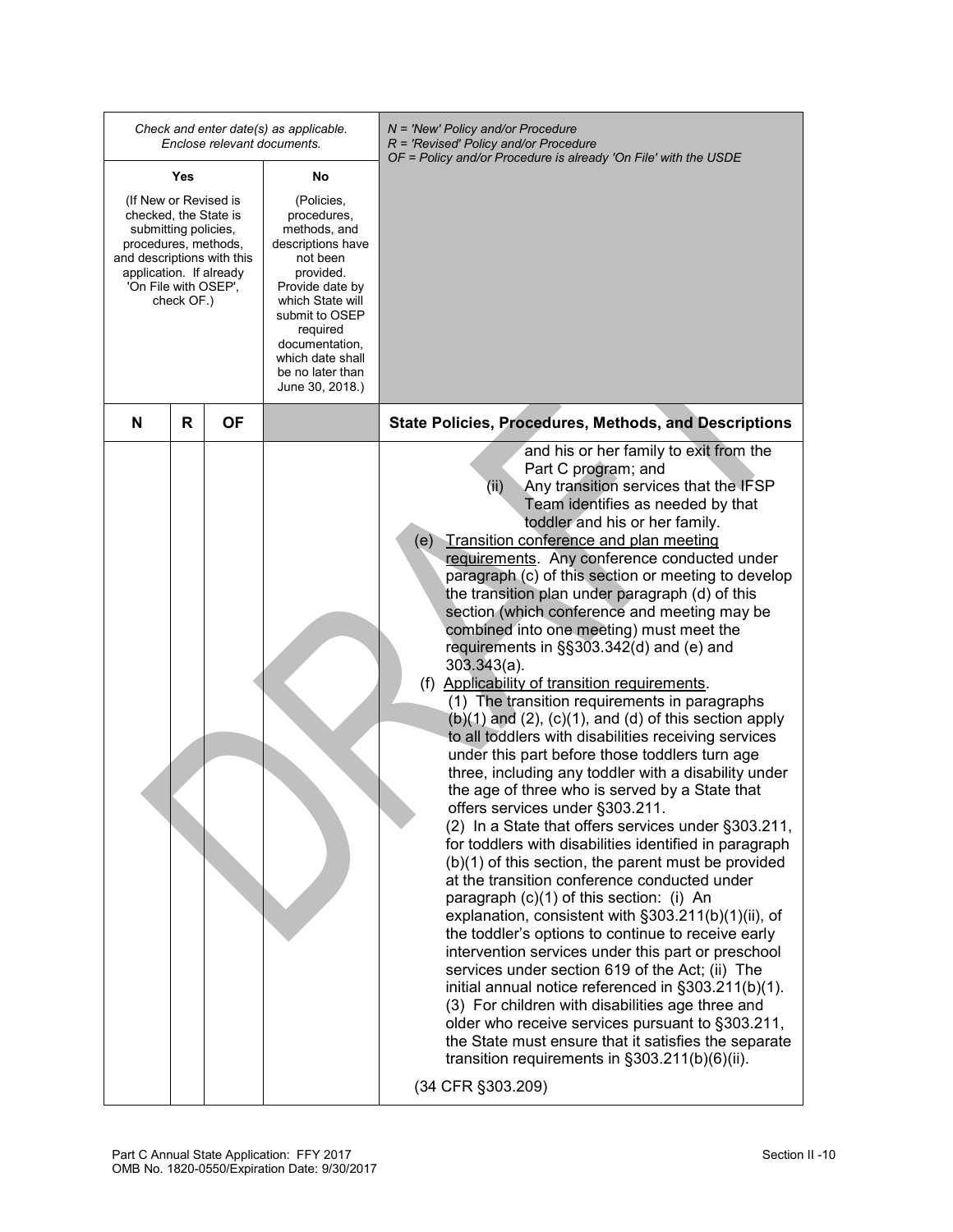| Check and enter date(s) as applicable. Enclose relevant documents. | | | | *N = 'New' Policy and/or Procedure* *R = 'Revised' Policy and/or Procedure* *OF = Policy and/or Procedure is already 'On File' with the USDE* |
|---|---|---|---|---|
| **Yes** (If New or Revised is checked, the State is submitting policies, procedures, methods, and descriptions with this application. If already 'On File with OSEP', check OF.) | | | **No** (Policies, procedures, methods, and descriptions have not been provided. Provide date by which State will submit to OSEP required documentation, which date shall be no later than June 30, 2018.) | |
| **N** | **R** | **OF** | | **State Policies, Procedures, Methods, and Descriptions** |
| | | | | and his or her family to exit from the Part C program; and<br>(ii) Any transition services that the IFSP Team identifies as needed by that toddler and his or her family.<br>(e) <u>Transition conference and plan meeting requirements</u>. Any conference conducted under paragraph (c) of this section or meeting to develop the transition plan under paragraph (d) of this section (which conference and meeting may be combined into one meeting) must meet the requirements in §§303.342(d) and (e) and 303.343(a).<br>(f) <u>Applicability of transition requirements</u>.<br>(1) The transition requirements in paragraphs (b)(1) and (2), (c)(1), and (d) of this section apply to all toddlers with disabilities receiving services under this part before those toddlers turn age three, including any toddler with a disability under the age of three who is served by a State that offers services under §303.211.<br>(2) In a State that offers services under §303.211, for toddlers with disabilities identified in paragraph (b)(1) of this section, the parent must be provided at the transition conference conducted under paragraph (c)(1) of this section: (i) An explanation, consistent with §303.211(b)(1)(ii), of the toddler's options to continue to receive early intervention services under this part or preschool services under section 619 of the Act; (ii) The initial annual notice referenced in §303.211(b)(1).<br>(3) For children with disabilities age three and older who receive services pursuant to §303.211, the State must ensure that it satisfies the separate transition requirements in §303.211(b)(6)(ii).<br><br>(34 CFR §303.209) |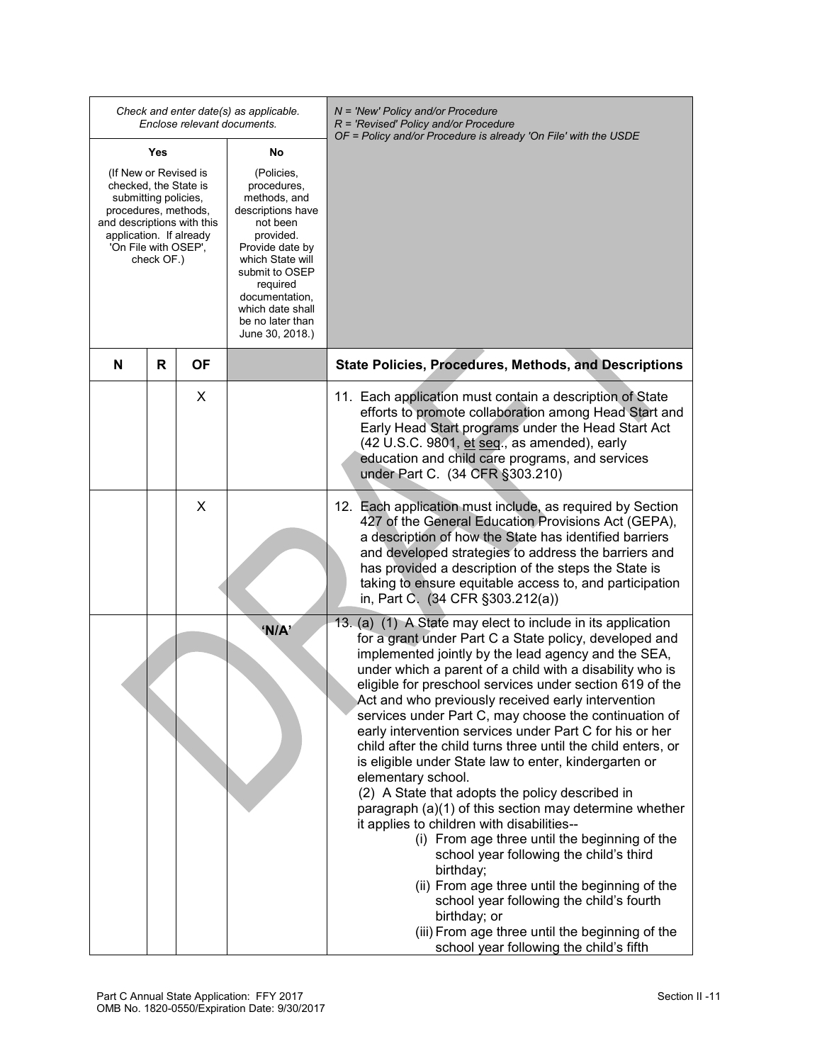| Check and enter date(s) as applicable. Enclose relevant documents. | | | | N = 'New' Policy and/or Procedure<br>R = 'Revised' Policy and/or Procedure<br>OF = Policy and/or Procedure is already 'On File' with the USDE |
|---|---|---|---|---|
| Yes<br><br>(If New or Revised is checked, the State is submitting policies, procedures, methods, and descriptions with this application. If already 'On File with OSEP', check OF.) | | | No<br><br>(Policies, procedures, methods, and descriptions have not been provided. Provide date by which State will submit to OSEP required documentation, which date shall be no later than June 30, 2018.) | |
| **N** | **R** | **OF** | | **State Policies, Procedures, Methods, and Descriptions** |
| | | X | | 11. Each application must contain a description of State efforts to promote collaboration among Head Start and Early Head Start programs under the Head Start Act (42 U.S.C. 9801, et seq., as amended), early education and child care programs, and services under Part C. (34 CFR §303.210) |
| | | X | | 12. Each application must include, as required by Section 427 of the General Education Provisions Act (GEPA), a description of how the State has identified barriers and developed strategies to address the barriers and has provided a description of the steps the State is taking to ensure equitable access to, and participation in, Part C. (34 CFR §303.212(a)) |
| | | | 'N/A' | 13. (a) (1) A State may elect to include in its application for a grant under Part C a State policy, developed and implemented jointly by the lead agency and the SEA, under which a parent of a child with a disability who is eligible for preschool services under section 619 of the Act and who previously received early intervention services under Part C, may choose the continuation of early intervention services under Part C for his or her child after the child turns three until the child enters, or is eligible under State law to enter, kindergarten or elementary school.<br>(2) A State that adopts the policy described in paragraph (a)(1) of this section may determine whether it applies to children with disabilities--<br>(i) From age three until the beginning of the school year following the child's third birthday;<br>(ii) From age three until the beginning of the school year following the child's fourth birthday; or<br>(iii) From age three until the beginning of the school year following the child's fifth |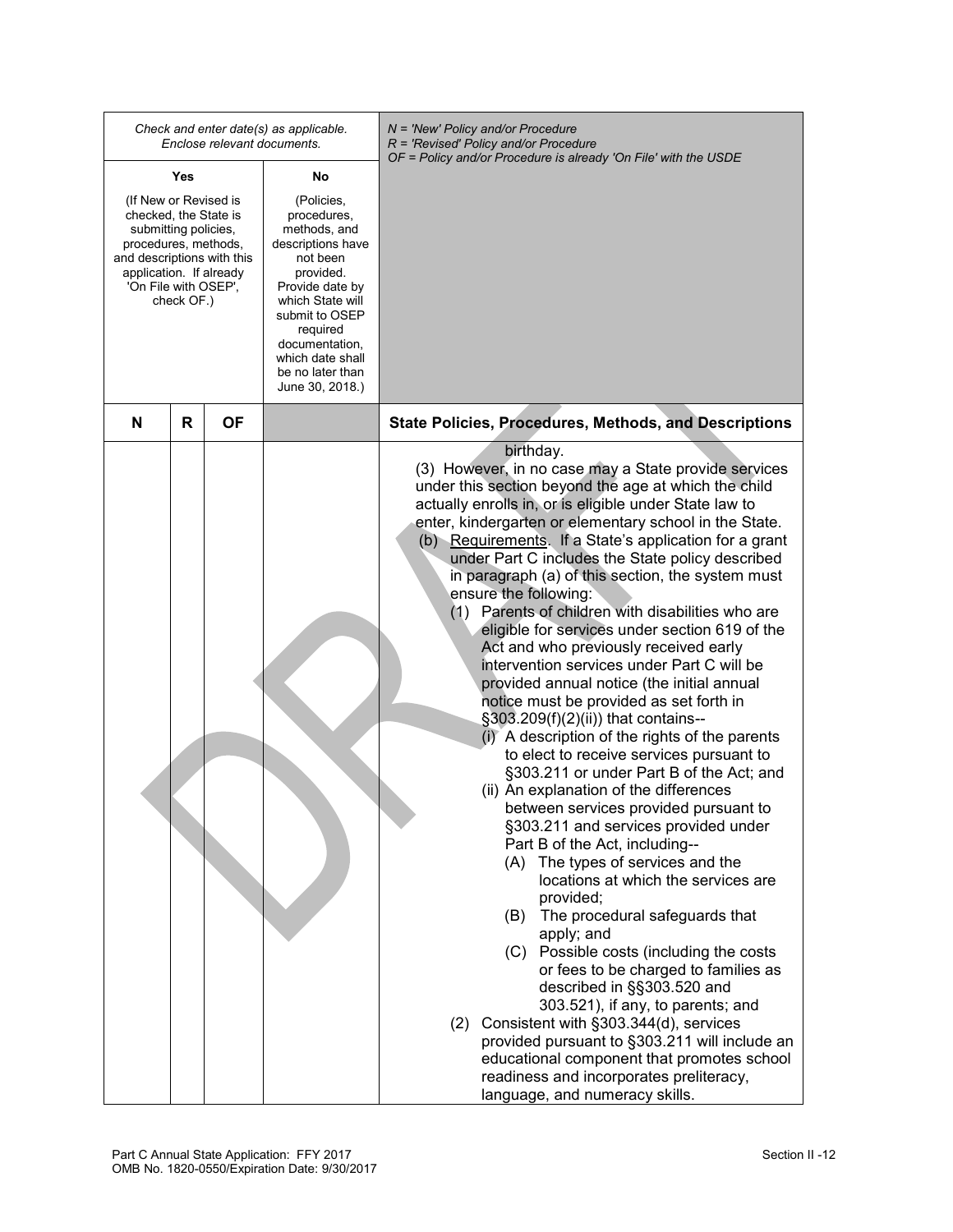| Check and enter date(s) as applicable. Enclose relevant documents. | | | | N = 'New' Policy and/or Procedure<br>R = 'Revised' Policy and/or Procedure<br>OF = Policy and/or Procedure is already 'On File' with the USDE |
|---|---|---|---|---|
| Yes<br>(If New or Revised is checked, the State is submitting policies, procedures, methods, and descriptions with this application. If already 'On File with OSEP', check OF.) | | | No<br>(Policies, procedures, methods, and descriptions have not been provided. Provide date by which State will submit to OSEP required documentation, which date shall be no later than June 30, 2018.) | |
| **N** | **R** | **OF** | | **State Policies, Procedures, Methods, and Descriptions** |
| | | | | birthday.<br>(3) However, in no case may a State provide services under this section beyond the age at which the child actually enrolls in, or is eligible under State law to enter, kindergarten or elementary school in the State.<br>(b) Requirements. If a State's application for a grant under Part C includes the State policy described in paragraph (a) of this section, the system must ensure the following:<br>(1) Parents of children with disabilities who are eligible for services under section 619 of the Act and who previously received early intervention services under Part C will be provided annual notice (the initial annual notice must be provided as set forth in §303.209(f)(2)(ii)) that contains--<br>(i) A description of the rights of the parents to elect to receive services pursuant to §303.211 or under Part B of the Act; and<br>(ii) An explanation of the differences between services provided pursuant to §303.211 and services provided under Part B of the Act, including--<br>(A) The types of services and the locations at which the services are provided;<br>(B) The procedural safeguards that apply; and<br>(C) Possible costs (including the costs or fees to be charged to families as described in §§303.520 and 303.521), if any, to parents; and<br>(2) Consistent with §303.344(d), services provided pursuant to §303.211 will include an educational component that promotes school readiness and incorporates preliteracy, language, and numeracy skills. |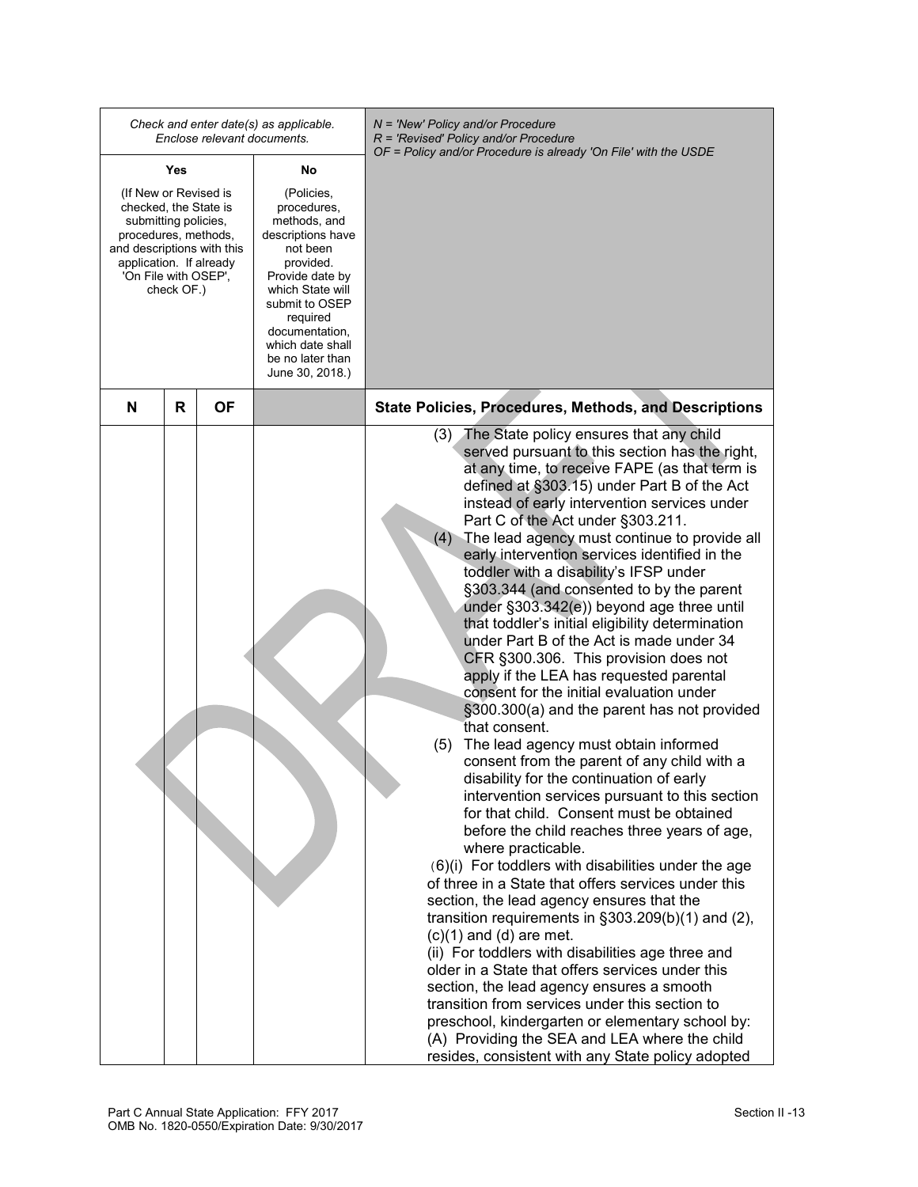| Check and enter date(s) as applicable. Enclose relevant documents. | | | | *N = 'New' Policy and/or Procedure* *R = 'Revised' Policy and/or Procedure* *OF = Policy and/or Procedure is already 'On File' with the USDE* |
|---|---|---|---|---|
| **Yes** (If New or Revised is checked, the State is submitting policies, procedures, methods, and descriptions with this application. If already 'On File with OSEP', check OF.) | | | **No** (Policies, procedures, methods, and descriptions have not been provided. Provide date by which State will submit to OSEP required documentation, which date shall be no later than June 30, 2018.) | |
| **N** | **R** | **OF** | | **State Policies, Procedures, Methods, and Descriptions** |
| | | | | (3) The State policy ensures that any child served pursuant to this section has the right, at any time, to receive FAPE (as that term is defined at §303.15) under Part B of the Act instead of early intervention services under Part C of the Act under §303.211. (4) The lead agency must continue to provide all early intervention services identified in the toddler with a disability's IFSP under §303.344 (and consented to by the parent under §303.342(e)) beyond age three until that toddler's initial eligibility determination under Part B of the Act is made under 34 CFR §300.306. This provision does not apply if the LEA has requested parental consent for the initial evaluation under §300.300(a) and the parent has not provided that consent. (5) The lead agency must obtain informed consent from the parent of any child with a disability for the continuation of early intervention services pursuant to this section for that child. Consent must be obtained before the child reaches three years of age, where practicable. (6)(i) For toddlers with disabilities under the age of three in a State that offers services under this section, the lead agency ensures that the transition requirements in §303.209(b)(1) and (2), (c)(1) and (d) are met. (ii) For toddlers with disabilities age three and older in a State that offers services under this section, the lead agency ensures a smooth transition from services under this section to preschool, kindergarten or elementary school by: (A) Providing the SEA and LEA where the child resides, consistent with any State policy adopted |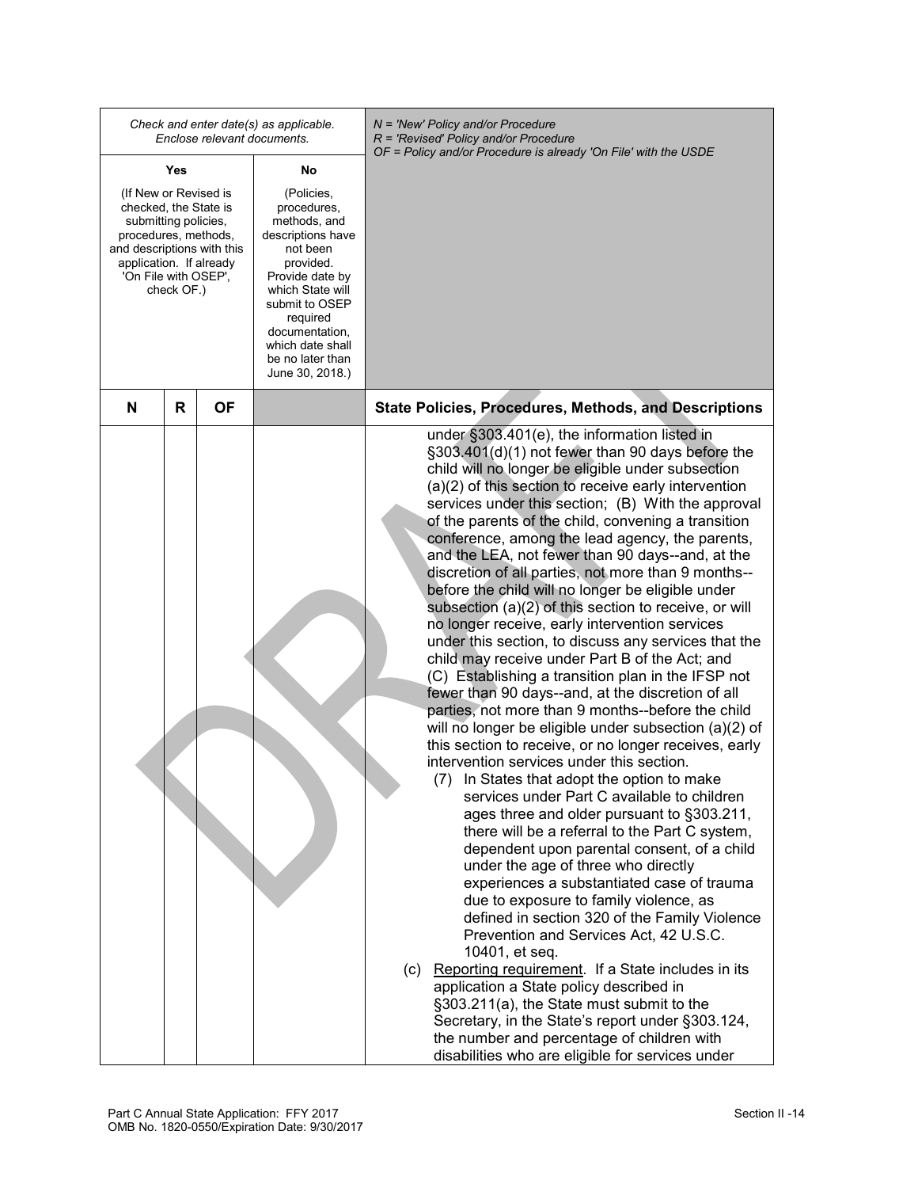| Check and enter date(s) as applicable. Enclose relevant documents. | | | | N = 'New' Policy and/or Procedure<br>R = 'Revised' Policy and/or Procedure<br>OF = Policy and/or Procedure is already 'On File' with the USDE |
|---|---|---|---|---|
| Yes<br>(If New or Revised is checked, the State is submitting policies, procedures, methods, and descriptions with this application. If already 'On File with OSEP', check OF.) | | | No<br>(Policies, procedures, methods, and descriptions have not been provided. Provide date by which State will submit to OSEP required documentation, which date shall be no later than June 30, 2018.) | |
| **N** | **R** | **OF** | | **State Policies, Procedures, Methods, and Descriptions** |
| | | | | under §303.401(e), the information listed in §303.401(d)(1) not fewer than 90 days before the child will no longer be eligible under subsection (a)(2) of this section to receive early intervention services under this section; (B) With the approval of the parents of the child, convening a transition conference, among the lead agency, the parents, and the LEA, not fewer than 90 days--and, at the discretion of all parties, not more than 9 months--before the child will no longer be eligible under subsection (a)(2) of this section to receive, or will no longer receive, early intervention services under this section, to discuss any services that the child may receive under Part B of the Act; and (C) Establishing a transition plan in the IFSP not fewer than 90 days--and, at the discretion of all parties, not more than 9 months--before the child will no longer be eligible under subsection (a)(2) of this section to receive, or no longer receives, early intervention services under this section.<br>(7) In States that adopt the option to make services under Part C available to children ages three and older pursuant to §303.211, there will be a referral to the Part C system, dependent upon parental consent, of a child under the age of three who directly experiences a substantiated case of trauma due to exposure to family violence, as defined in section 320 of the Family Violence Prevention and Services Act, 42 U.S.C. 10401, et seq.<br>(c) Reporting requirement. If a State includes in its application a State policy described in §303.211(a), the State must submit to the Secretary, in the State's report under §303.124, the number and percentage of children with disabilities who are eligible for services under |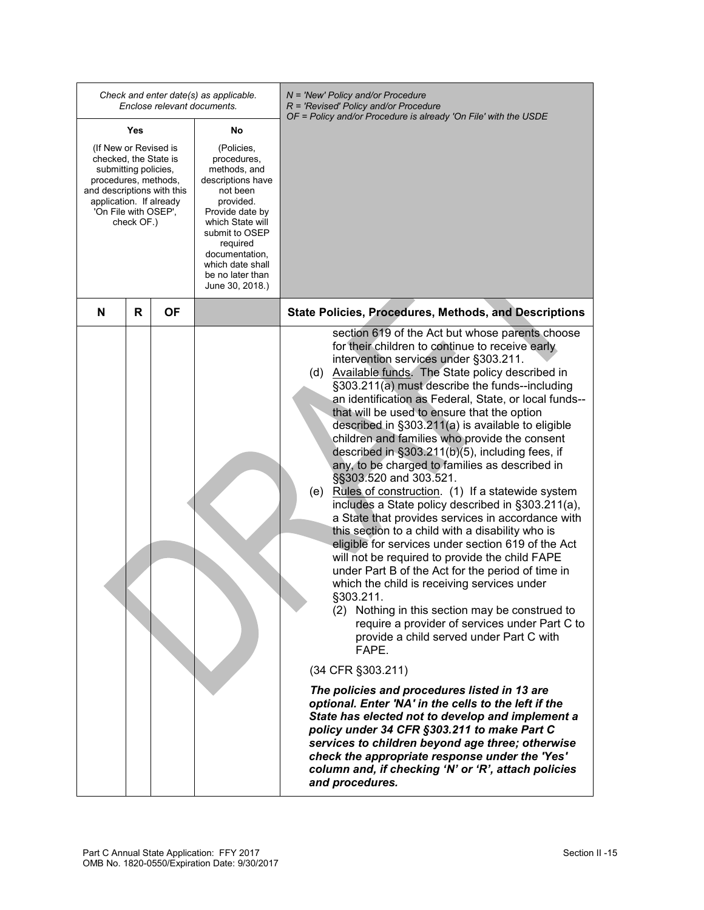| Check and enter date(s) as applicable. Enclose relevant documents. | | | | N = 'New' Policy and/or Procedure<br>R = 'Revised' Policy and/or Procedure<br>OF = Policy and/or Procedure is already 'On File' with the USDE |
|---|---|---|---|---|
| Yes<br>(If New or Revised is checked, the State is submitting policies, procedures, methods, and descriptions with this application. If already 'On File with OSEP', check OF.) | | | No<br>(Policies, procedures, methods, and descriptions have not been provided. Provide date by which State will submit to OSEP required documentation, which date shall be no later than June 30, 2018.) | |
| **N** | **R** | **OF** | | **State Policies, Procedures, Methods, and Descriptions** |
| | | | | section 619 of the Act but whose parents choose for their children to continue to receive early intervention services under §303.211.<br>(d) Available funds. The State policy described in §303.211(a) must describe the funds--including an identification as Federal, State, or local funds--that will be used to ensure that the option described in §303.211(a) is available to eligible children and families who provide the consent described in §303.211(b)(5), including fees, if any, to be charged to families as described in §§303.520 and 303.521.<br>(e) Rules of construction. (1) If a statewide system includes a State policy described in §303.211(a), a State that provides services in accordance with this section to a child with a disability who is eligible for services under section 619 of the Act will not be required to provide the child FAPE under Part B of the Act for the period of time in which the child is receiving services under §303.211.<br>(2) Nothing in this section may be construed to require a provider of services under Part C to provide a child served under Part C with FAPE.<br><br>(34 CFR §303.211)<br><br>***The policies and procedures listed in 13 are optional. Enter 'NA' in the cells to the left if the State has elected not to develop and implement a policy under 34 CFR §303.211 to make Part C services to children beyond age three; otherwise check the appropriate response under the 'Yes' column and, if checking 'N' or 'R', attach policies and procedures.*** |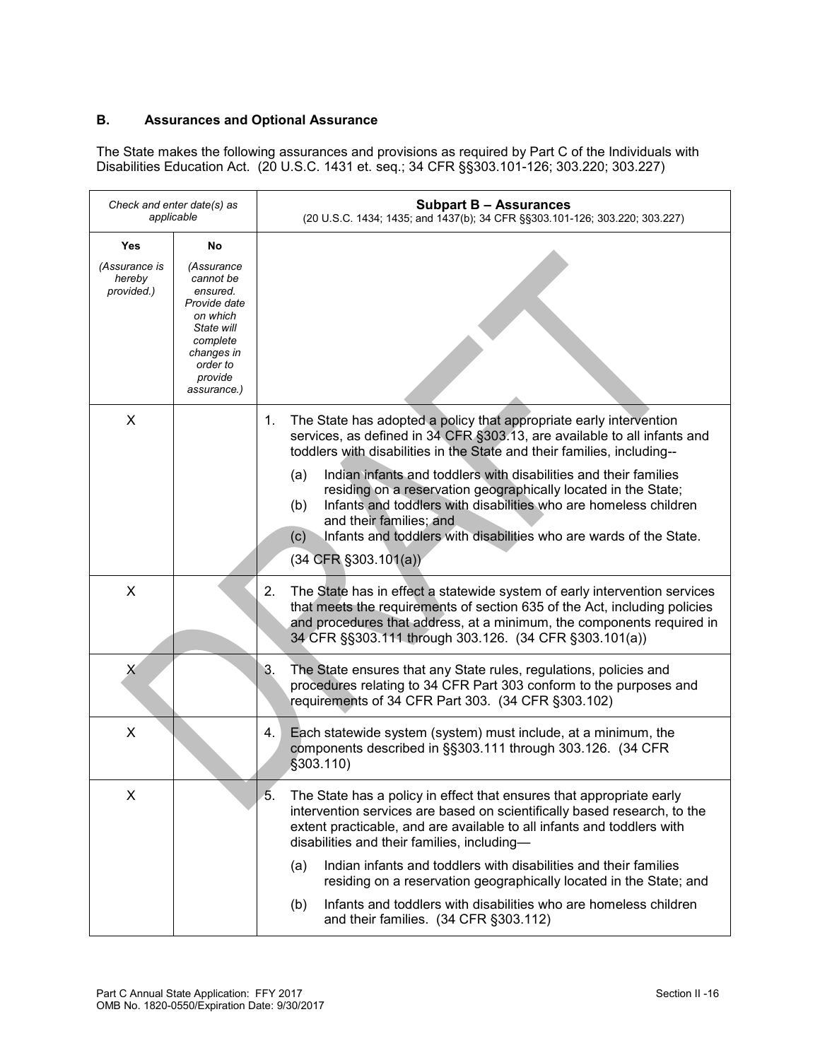## B. Assurances and Optional Assurance

The State makes the following assurances and provisions as required by Part C of the Individuals with Disabilities Education Act. (20 U.S.C. 1431 et. seq.; 34 CFR §§303.101-126; 303.220; 303.227)

| *Check and enter date(s) as applicable* | | **Subpart B – Assurances** (20 U.S.C. 1434; 1435; and 1437(b); 34 CFR §§303.101-126; 303.220; 303.227) |
|---|---|---|
| **Yes** *(Assurance is hereby provided.)* | **No** *(Assurance cannot be ensured. Provide date on which State will complete changes in order to provide assurance.)* | |
| X | | 1. The State has adopted a policy that appropriate early intervention services, as defined in 34 CFR §303.13, are available to all infants and toddlers with disabilities in the State and their families, including-- (a) Indian infants and toddlers with disabilities and their families residing on a reservation geographically located in the State; (b) Infants and toddlers with disabilities who are homeless children and their families; and (c) Infants and toddlers with disabilities who are wards of the State. (34 CFR §303.101(a)) |
| X | | 2. The State has in effect a statewide system of early intervention services that meets the requirements of section 635 of the Act, including policies and procedures that address, at a minimum, the components required in 34 CFR §§303.111 through 303.126. (34 CFR §303.101(a)) |
| X | | 3. The State ensures that any State rules, regulations, policies and procedures relating to 34 CFR Part 303 conform to the purposes and requirements of 34 CFR Part 303. (34 CFR §303.102) |
| X | | 4. Each statewide system (system) must include, at a minimum, the components described in §§303.111 through 303.126. (34 CFR §303.110) |
| X | | 5. The State has a policy in effect that ensures that appropriate early intervention services are based on scientifically based research, to the extent practicable, and are available to all infants and toddlers with disabilities and their families, including— (a) Indian infants and toddlers with disabilities and their families residing on a reservation geographically located in the State; and (b) Infants and toddlers with disabilities who are homeless children and their families. (34 CFR §303.112) |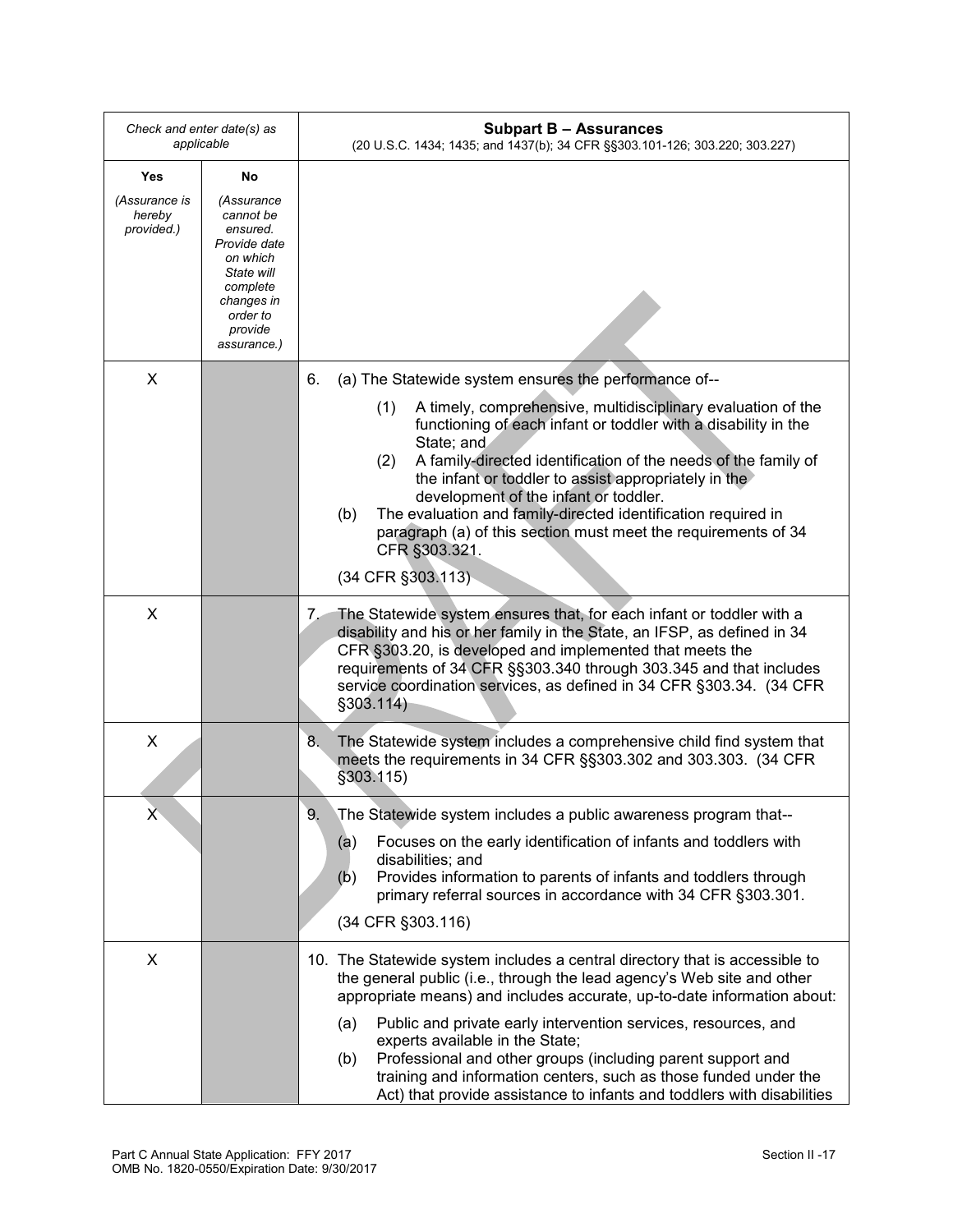| Check and enter date(s) as applicable | | **Subpart B – Assurances** (20 U.S.C. 1434; 1435; and 1437(b); 34 CFR §§303.101-126; 303.220; 303.227) |
|---|---|---|
| **Yes** *(Assurance is hereby provided.)* | **No** *(Assurance cannot be ensured. Provide date on which State will complete changes in order to provide assurance.)* | |
| X | | 6. (a) The Statewide system ensures the performance of-- (1) A timely, comprehensive, multidisciplinary evaluation of the functioning of each infant or toddler with a disability in the State; and (2) A family-directed identification of the needs of the family of the infant or toddler to assist appropriately in the development of the infant or toddler. (b) The evaluation and family-directed identification required in paragraph (a) of this section must meet the requirements of 34 CFR §303.321. (34 CFR §303.113) |
| X | | 7. The Statewide system ensures that, for each infant or toddler with a disability and his or her family in the State, an IFSP, as defined in 34 CFR §303.20, is developed and implemented that meets the requirements of 34 CFR §§303.340 through 303.345 and that includes service coordination services, as defined in 34 CFR §303.34. (34 CFR §303.114) |
| X | | 8. The Statewide system includes a comprehensive child find system that meets the requirements in 34 CFR §§303.302 and 303.303. (34 CFR §303.115) |
| X | | 9. The Statewide system includes a public awareness program that-- (a) Focuses on the early identification of infants and toddlers with disabilities; and (b) Provides information to parents of infants and toddlers through primary referral sources in accordance with 34 CFR §303.301. (34 CFR §303.116) |
| X | | 10. The Statewide system includes a central directory that is accessible to the general public (i.e., through the lead agency's Web site and other appropriate means) and includes accurate, up-to-date information about: (a) Public and private early intervention services, resources, and experts available in the State; (b) Professional and other groups (including parent support and training and information centers, such as those funded under the Act) that provide assistance to infants and toddlers with disabilities |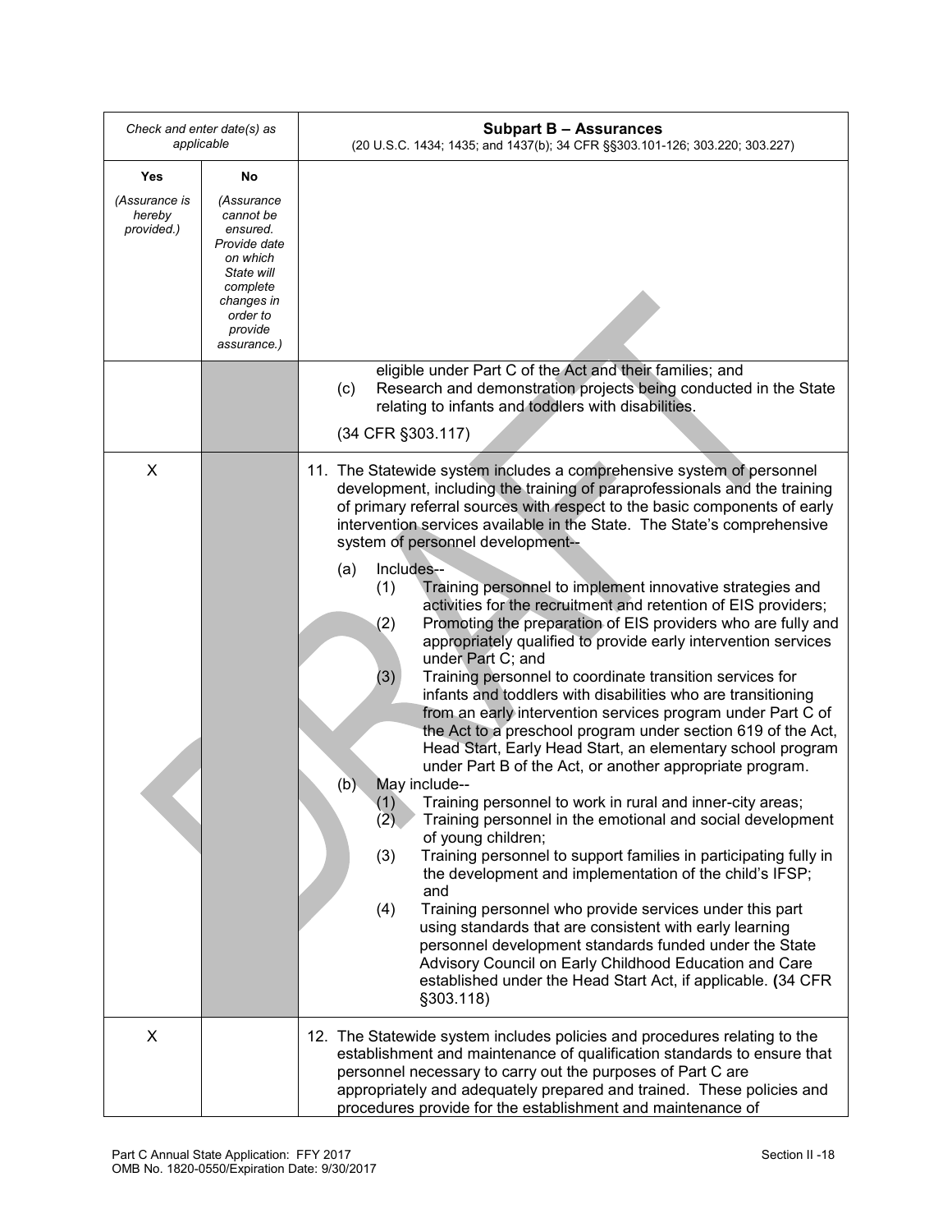| Check and enter date(s) as applicable | | **Subpart B – Assurances** (20 U.S.C. 1434; 1435; and 1437(b); 34 CFR §§303.101-126; 303.220; 303.227) |
|---|---|---|
| **Yes** *(Assurance is hereby provided.)* | **No** *(Assurance cannot be ensured. Provide date on which State will complete changes in order to provide assurance.)* | |
| | | eligible under Part C of the Act and their families; and<br>(c) Research and demonstration projects being conducted in the State relating to infants and toddlers with disabilities.<br><br>(34 CFR §303.117) |
| X | | 11. The Statewide system includes a comprehensive system of personnel development, including the training of paraprofessionals and the training of primary referral sources with respect to the basic components of early intervention services available in the State. The State's comprehensive system of personnel development--<br><br>(a) Includes--<br>(1) Training personnel to implement innovative strategies and activities for the recruitment and retention of EIS providers;<br>(2) Promoting the preparation of EIS providers who are fully and appropriately qualified to provide early intervention services under Part C; and<br>(3) Training personnel to coordinate transition services for infants and toddlers with disabilities who are transitioning from an early intervention services program under Part C of the Act to a preschool program under section 619 of the Act, Head Start, Early Head Start, an elementary school program under Part B of the Act, or another appropriate program.<br>(b) May include--<br>(1) Training personnel to work in rural and inner-city areas;<br>(2) Training personnel in the emotional and social development of young children;<br>(3) Training personnel to support families in participating fully in the development and implementation of the child's IFSP; and<br>(4) Training personnel who provide services under this part using standards that are consistent with early learning personnel development standards funded under the State Advisory Council on Early Childhood Education and Care established under the Head Start Act, if applicable. **(**34 CFR §303.118) |
| X | | 12. The Statewide system includes policies and procedures relating to the establishment and maintenance of qualification standards to ensure that personnel necessary to carry out the purposes of Part C are appropriately and adequately prepared and trained. These policies and procedures provide for the establishment and maintenance of |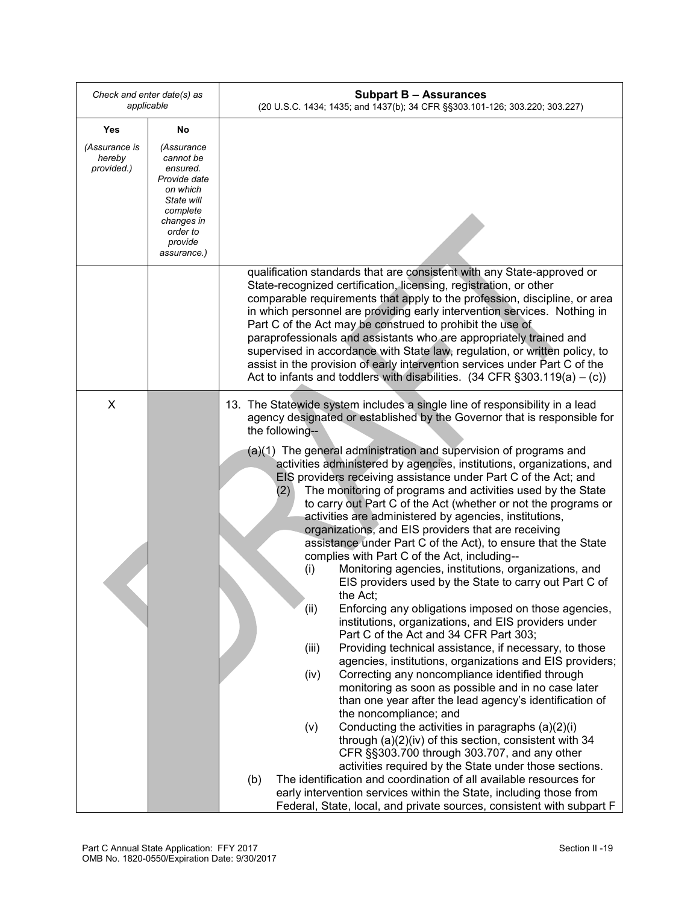| Check and enter date(s) as applicable | | **Subpart B – Assurances** (20 U.S.C. 1434; 1435; and 1437(b); 34 CFR §§303.101-126; 303.220; 303.227) |
|---|---|---|
| **Yes** *(Assurance is hereby provided.)* | **No** *(Assurance cannot be ensured. Provide date on which State will complete changes in order to provide assurance.)* | |
| | | qualification standards that are consistent with any State-approved or State-recognized certification, licensing, registration, or other comparable requirements that apply to the profession, discipline, or area in which personnel are providing early intervention services. Nothing in Part C of the Act may be construed to prohibit the use of paraprofessionals and assistants who are appropriately trained and supervised in accordance with State law, regulation, or written policy, to assist in the provision of early intervention services under Part C of the Act to infants and toddlers with disabilities. (34 CFR §303.119(a) – (c)) |
| X | | 13. The Statewide system includes a single line of responsibility in a lead agency designated or established by the Governor that is responsible for the following-- <br><br> (a)(1) The general administration and supervision of programs and activities administered by agencies, institutions, organizations, and EIS providers receiving assistance under Part C of the Act; and <br> (2) The monitoring of programs and activities used by the State to carry out Part C of the Act (whether or not the programs or activities are administered by agencies, institutions, organizations, and EIS providers that are receiving assistance under Part C of the Act), to ensure that the State complies with Part C of the Act, including-- <br> (i) Monitoring agencies, institutions, organizations, and EIS providers used by the State to carry out Part C of the Act; <br> (ii) Enforcing any obligations imposed on those agencies, institutions, organizations, and EIS providers under Part C of the Act and 34 CFR Part 303; <br> (iii) Providing technical assistance, if necessary, to those agencies, institutions, organizations and EIS providers; <br> (iv) Correcting any noncompliance identified through monitoring as soon as possible and in no case later than one year after the lead agency's identification of the noncompliance; and <br> (v) Conducting the activities in paragraphs (a)(2)(i) through (a)(2)(iv) of this section, consistent with 34 CFR §§303.700 through 303.707, and any other activities required by the State under those sections. <br> (b) The identification and coordination of all available resources for early intervention services within the State, including those from Federal, State, local, and private sources, consistent with subpart F |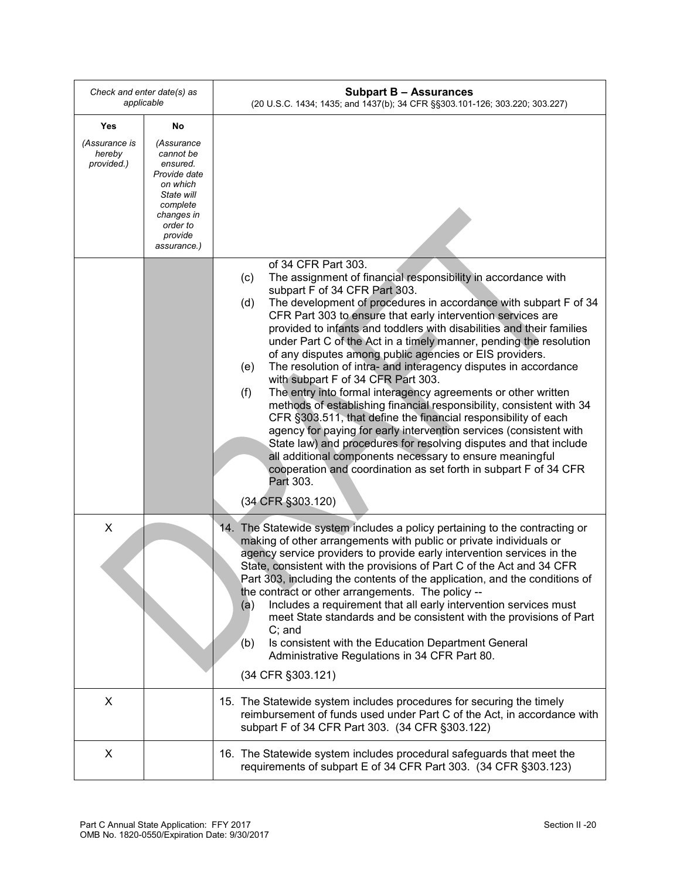| Check and enter date(s) as applicable | | **Subpart B – Assurances**<br>(20 U.S.C. 1434; 1435; and 1437(b); 34 CFR §§303.101-126; 303.220; 303.227) |
|---|---|---|
| **Yes**<br>*(Assurance is hereby provided.)* | **No**<br>*(Assurance cannot be ensured. Provide date on which State will complete changes in order to provide assurance.)* | |
| | | of 34 CFR Part 303.<br>(c) The assignment of financial responsibility in accordance with subpart F of 34 CFR Part 303.<br>(d) The development of procedures in accordance with subpart F of 34 CFR Part 303 to ensure that early intervention services are provided to infants and toddlers with disabilities and their families under Part C of the Act in a timely manner, pending the resolution of any disputes among public agencies or EIS providers.<br>(e) The resolution of intra- and interagency disputes in accordance with subpart F of 34 CFR Part 303.<br>(f) The entry into formal interagency agreements or other written methods of establishing financial responsibility, consistent with 34 CFR §303.511, that define the financial responsibility of each agency for paying for early intervention services (consistent with State law) and procedures for resolving disputes and that include all additional components necessary to ensure meaningful cooperation and coordination as set forth in subpart F of 34 CFR Part 303.<br><br>(34 CFR §303.120) |
| X | | 14. The Statewide system includes a policy pertaining to the contracting or making of other arrangements with public or private individuals or agency service providers to provide early intervention services in the State, consistent with the provisions of Part C of the Act and 34 CFR Part 303, including the contents of the application, and the conditions of the contract or other arrangements. The policy --<br>(a) Includes a requirement that all early intervention services must meet State standards and be consistent with the provisions of Part C; and<br>(b) Is consistent with the Education Department General Administrative Regulations in 34 CFR Part 80.<br><br>(34 CFR §303.121) |
| X | | 15. The Statewide system includes procedures for securing the timely reimbursement of funds used under Part C of the Act, in accordance with subpart F of 34 CFR Part 303. (34 CFR §303.122) |
| X | | 16. The Statewide system includes procedural safeguards that meet the requirements of subpart E of 34 CFR Part 303. (34 CFR §303.123) |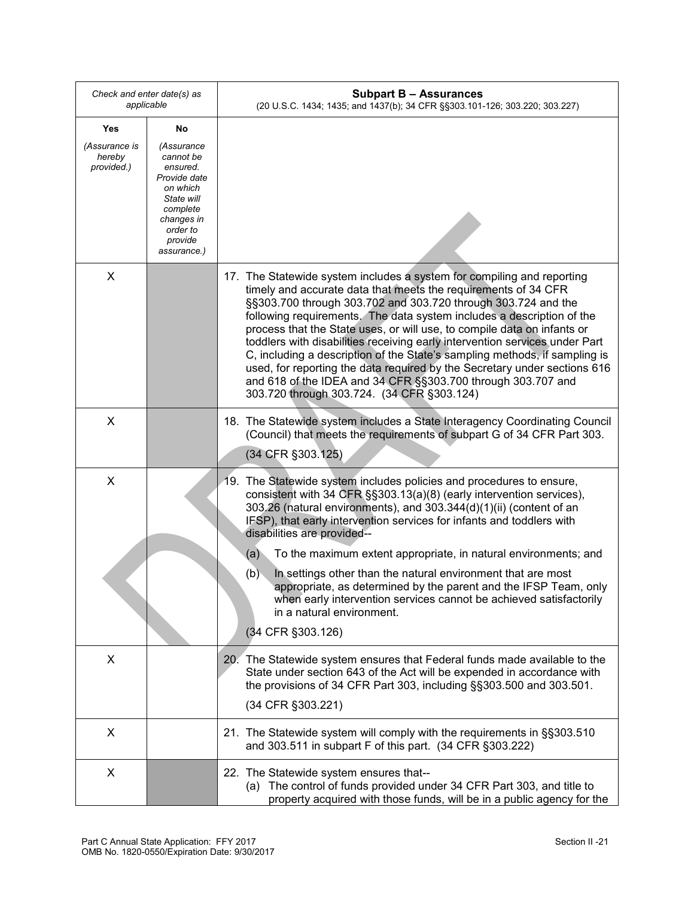| Check and enter date(s) as applicable | | **Subpart B – Assurances** (20 U.S.C. 1434; 1435; and 1437(b); 34 CFR §§303.101-126; 303.220; 303.227) |
|---|---|---|
| **Yes** *(Assurance is hereby provided.)* | **No** *(Assurance cannot be ensured. Provide date on which State will complete changes in order to provide assurance.)* | |
| X | | 17. The Statewide system includes a system for compiling and reporting timely and accurate data that meets the requirements of 34 CFR §§303.700 through 303.702 and 303.720 through 303.724 and the following requirements. The data system includes a description of the process that the State uses, or will use, to compile data on infants or toddlers with disabilities receiving early intervention services under Part C, including a description of the State's sampling methods, if sampling is used, for reporting the data required by the Secretary under sections 616 and 618 of the IDEA and 34 CFR §§303.700 through 303.707 and 303.720 through 303.724. (34 CFR §303.124) |
| X | | 18. The Statewide system includes a State Interagency Coordinating Council (Council) that meets the requirements of subpart G of 34 CFR Part 303. (34 CFR §303.125) |
| X | | 19. The Statewide system includes policies and procedures to ensure, consistent with 34 CFR §§303.13(a)(8) (early intervention services), 303.26 (natural environments), and 303.344(d)(1)(ii) (content of an IFSP), that early intervention services for infants and toddlers with disabilities are provided-- (a) To the maximum extent appropriate, in natural environments; and (b) In settings other than the natural environment that are most appropriate, as determined by the parent and the IFSP Team, only when early intervention services cannot be achieved satisfactorily in a natural environment. (34 CFR §303.126) |
| X | | 20. The Statewide system ensures that Federal funds made available to the State under section 643 of the Act will be expended in accordance with the provisions of 34 CFR Part 303, including §§303.500 and 303.501. (34 CFR §303.221) |
| X | | 21. The Statewide system will comply with the requirements in §§303.510 and 303.511 in subpart F of this part. (34 CFR §303.222) |
| X | | 22. The Statewide system ensures that-- (a) The control of funds provided under 34 CFR Part 303, and title to property acquired with those funds, will be in a public agency for the |

Part C Annual State Application: FFY 2017
OMB No. 1820-0550/Expiration Date: 9/30/2017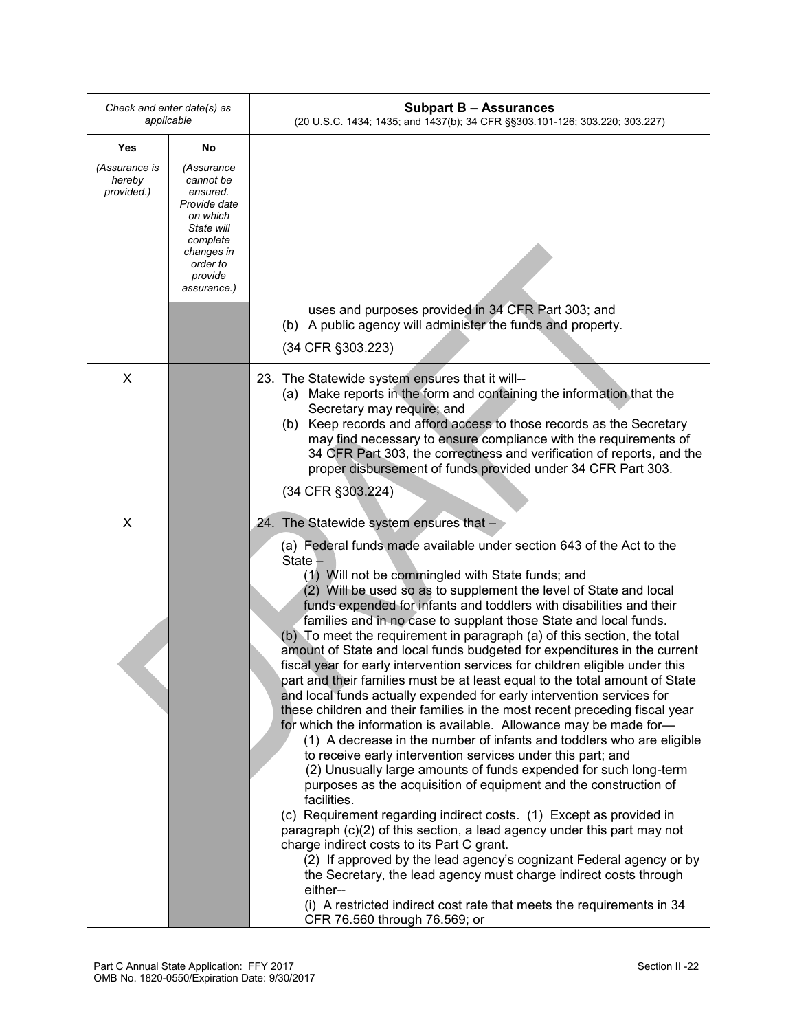| Check and enter date(s) as applicable | | **Subpart B – Assurances** (20 U.S.C. 1434; 1435; and 1437(b); 34 CFR §§303.101-126; 303.220; 303.227) |
|---|---|---|
| **Yes** *(Assurance is hereby provided.)* | **No** *(Assurance cannot be ensured. Provide date on which State will complete changes in order to provide assurance.)* | |
| | | uses and purposes provided in 34 CFR Part 303; and<br>(b) A public agency will administer the funds and property.<br>(34 CFR §303.223) |
| X | | 23. The Statewide system ensures that it will--<br>(a) Make reports in the form and containing the information that the Secretary may require; and<br>(b) Keep records and afford access to those records as the Secretary may find necessary to ensure compliance with the requirements of 34 CFR Part 303, the correctness and verification of reports, and the proper disbursement of funds provided under 34 CFR Part 303.<br>(34 CFR §303.224) |
| X | | 24. The Statewide system ensures that –<br>(a) Federal funds made available under section 643 of the Act to the State –<br>(1) Will not be commingled with State funds; and<br>(2) Will be used so as to supplement the level of State and local funds expended for infants and toddlers with disabilities and their families and in no case to supplant those State and local funds.<br>(b) To meet the requirement in paragraph (a) of this section, the total amount of State and local funds budgeted for expenditures in the current fiscal year for early intervention services for children eligible under this part and their families must be at least equal to the total amount of State and local funds actually expended for early intervention services for these children and their families in the most recent preceding fiscal year for which the information is available. Allowance may be made for—<br>(1) A decrease in the number of infants and toddlers who are eligible to receive early intervention services under this part; and<br>(2) Unusually large amounts of funds expended for such long-term purposes as the acquisition of equipment and the construction of facilities.<br>(c) Requirement regarding indirect costs. (1) Except as provided in paragraph (c)(2) of this section, a lead agency under this part may not charge indirect costs to its Part C grant.<br>(2) If approved by the lead agency's cognizant Federal agency or by the Secretary, the lead agency must charge indirect costs through either--<br>(i) A restricted indirect cost rate that meets the requirements in 34 CFR 76.560 through 76.569; or |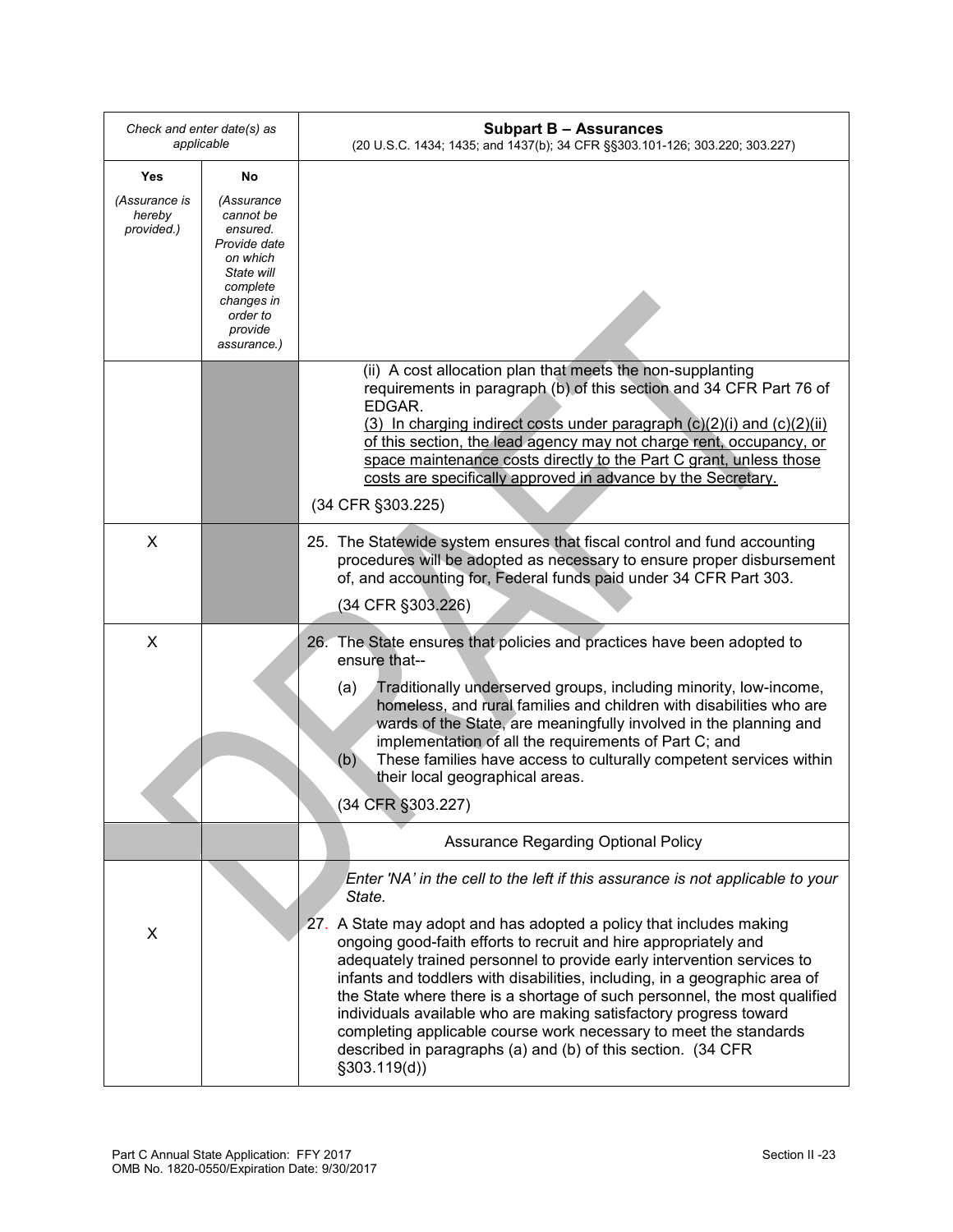| Check and enter date(s) as applicable | | **Subpart B – Assurances** (20 U.S.C. 1434; 1435; and 1437(b); 34 CFR §§303.101-126; 303.220; 303.227) |
|---|---|---|
| **Yes** *(Assurance is hereby provided.)* | **No** *(Assurance cannot be ensured. Provide date on which State will complete changes in order to provide assurance.)* | |
| | | (ii) A cost allocation plan that meets the non-supplanting requirements in paragraph (b) of this section and 34 CFR Part 76 of EDGAR. <br> <u>(3) In charging indirect costs under paragraph (c)(2)(i) and (c)(2)(ii) of this section, the lead agency may not charge rent, occupancy, or space maintenance costs directly to the Part C grant, unless those costs are specifically approved in advance by the Secretary.</u> <br> (34 CFR §303.225) |
| X | | 25. The Statewide system ensures that fiscal control and fund accounting procedures will be adopted as necessary to ensure proper disbursement of, and accounting for, Federal funds paid under 34 CFR Part 303. <br> (34 CFR §303.226) |
| X | | 26. The State ensures that policies and practices have been adopted to ensure that-- <br> (a) Traditionally underserved groups, including minority, low-income, homeless, and rural families and children with disabilities who are wards of the State, are meaningfully involved in the planning and implementation of all the requirements of Part C; and <br> (b) These families have access to culturally competent services within their local geographical areas. <br> (34 CFR §303.227) |
| | | Assurance Regarding Optional Policy |
| X | | *Enter 'NA' in the cell to the left if this assurance is not applicable to your State.* <br> 27. A State may adopt and has adopted a policy that includes making ongoing good-faith efforts to recruit and hire appropriately and adequately trained personnel to provide early intervention services to infants and toddlers with disabilities, including, in a geographic area of the State where there is a shortage of such personnel, the most qualified individuals available who are making satisfactory progress toward completing applicable course work necessary to meet the standards described in paragraphs (a) and (b) of this section. (34 CFR §303.119(d)) |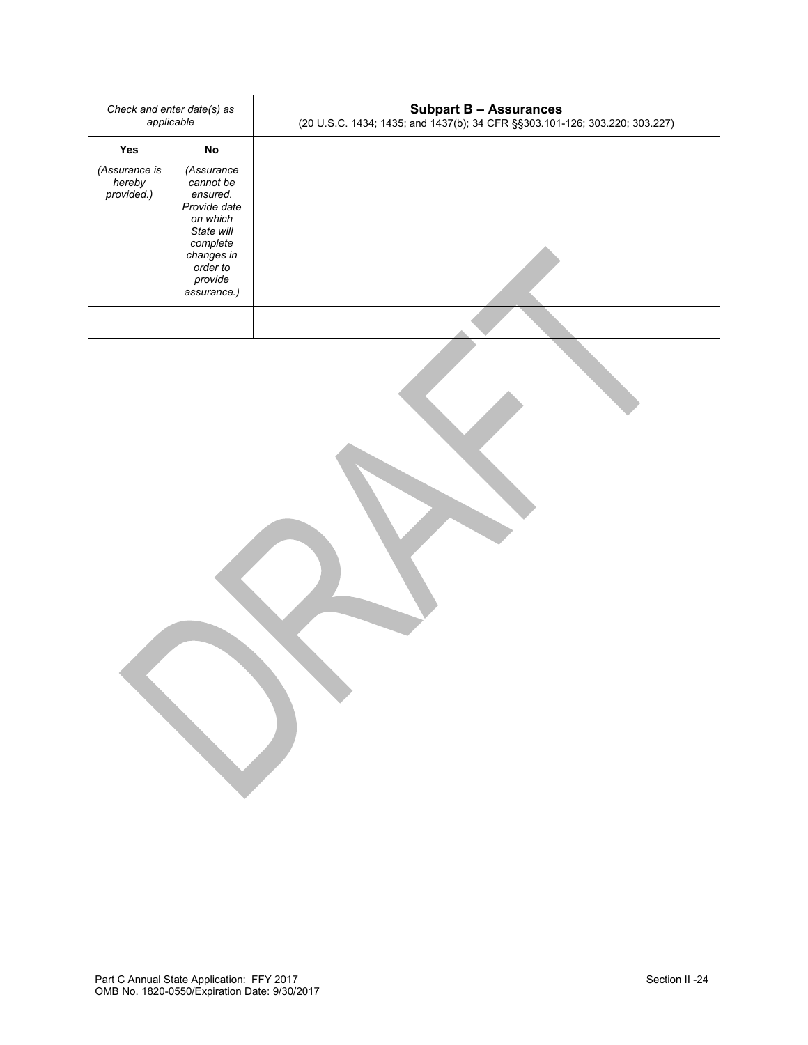| *Check and enter date(s) as applicable* | | **Subpart B – Assurances** (20 U.S.C. 1434; 1435; and 1437(b); 34 CFR §§303.101-126; 303.220; 303.227) |
|---|---|---|
| **Yes** *(Assurance is hereby provided.)* | **No** *(Assurance cannot be ensured. Provide date on which State will complete changes in order to provide assurance.)* | |
| | | |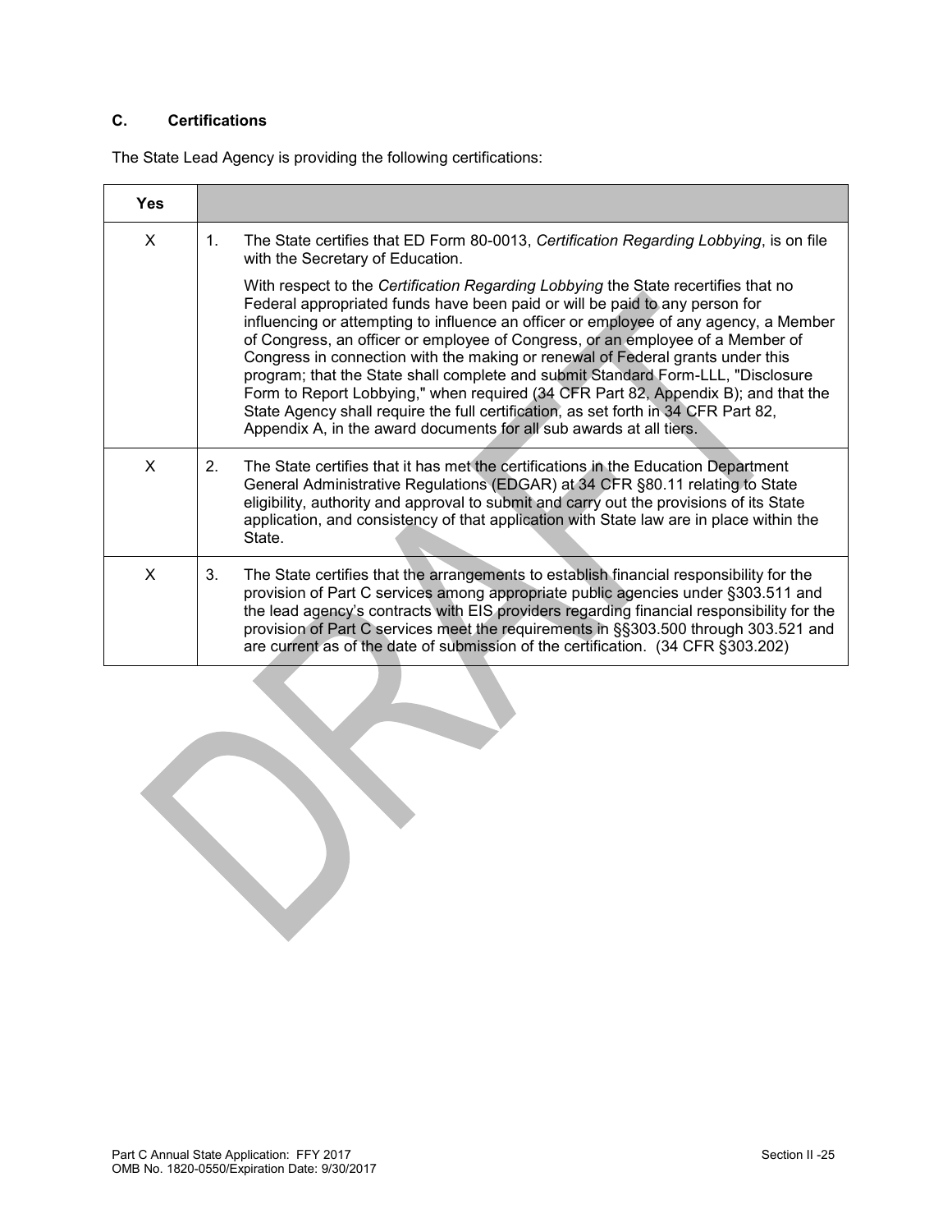### C. Certifications

The State Lead Agency is providing the following certifications:

| Yes | |
|---|---|
| X | 1. The State certifies that ED Form 80-0013, *Certification Regarding Lobbying*, is on file with the Secretary of Education.<br><br>With respect to the *Certification Regarding Lobbying* the State recertifies that no Federal appropriated funds have been paid or will be paid to any person for influencing or attempting to influence an officer or employee of any agency, a Member of Congress, an officer or employee of Congress, or an employee of a Member of Congress in connection with the making or renewal of Federal grants under this program; that the State shall complete and submit Standard Form-LLL, "Disclosure Form to Report Lobbying," when required (34 CFR Part 82, Appendix B); and that the State Agency shall require the full certification, as set forth in 34 CFR Part 82, Appendix A, in the award documents for all sub awards at all tiers. |
| X | 2. The State certifies that it has met the certifications in the Education Department General Administrative Regulations (EDGAR) at 34 CFR §80.11 relating to State eligibility, authority and approval to submit and carry out the provisions of its State application, and consistency of that application with State law are in place within the State. |
| X | 3. The State certifies that the arrangements to establish financial responsibility for the provision of Part C services among appropriate public agencies under §303.511 and the lead agency's contracts with EIS providers regarding financial responsibility for the provision of Part C services meet the requirements in §§303.500 through 303.521 and are current as of the date of submission of the certification. (34 CFR §303.202) |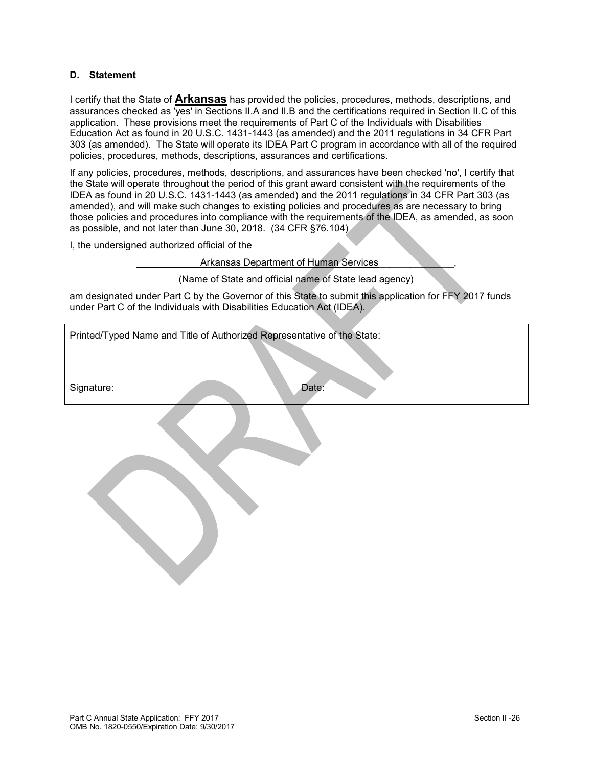### D. Statement

I certify that the State of **Arkansas** has provided the policies, procedures, methods, descriptions, and assurances checked as 'yes' in Sections II.A and II.B and the certifications required in Section II.C of this application. These provisions meet the requirements of Part C of the Individuals with Disabilities Education Act as found in 20 U.S.C. 1431-1443 (as amended) and the 2011 regulations in 34 CFR Part 303 (as amended). The State will operate its IDEA Part C program in accordance with all of the required policies, procedures, methods, descriptions, assurances and certifications.

If any policies, procedures, methods, descriptions, and assurances have been checked 'no', I certify that the State will operate throughout the period of this grant award consistent with the requirements of the IDEA as found in 20 U.S.C. 1431-1443 (as amended) and the 2011 regulations in 34 CFR Part 303 (as amended), and will make such changes to existing policies and procedures as are necessary to bring those policies and procedures into compliance with the requirements of the IDEA, as amended, as soon as possible, and not later than June 30, 2018. (34 CFR §76.104)

I, the undersigned authorized official of the

Arkansas Department of Human Services,

(Name of State and official name of State lead agency)

am designated under Part C by the Governor of this State to submit this application for FFY 2017 funds under Part C of the Individuals with Disabilities Education Act (IDEA).

| Printed/Typed Name and Title of Authorized Representative of the State: | |
|---|---|
| Signature: | Date: |

DRAFT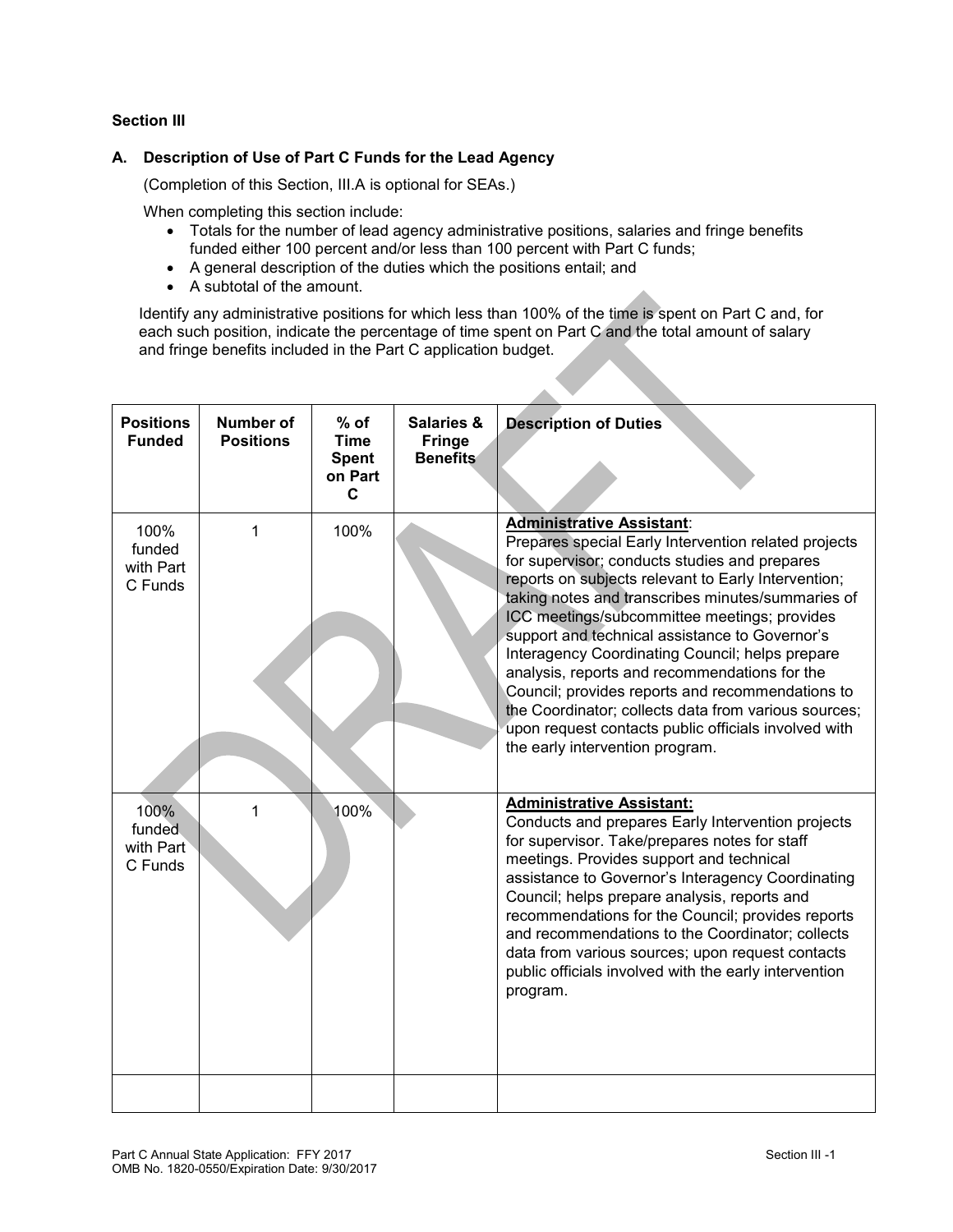**Section III**

## A. Description of Use of Part C Funds for the Lead Agency

(Completion of this Section, III.A is optional for SEAs.)

When completing this section include:

- Totals for the number of lead agency administrative positions, salaries and fringe benefits funded either 100 percent and/or less than 100 percent with Part C funds;
- A general description of the duties which the positions entail; and
- A subtotal of the amount.

Identify any administrative positions for which less than 100% of the time is spent on Part C and, for each such position, indicate the percentage of time spent on Part C and the total amount of salary and fringe benefits included in the Part C application budget.

| Positions Funded | Number of Positions | % of Time Spent on Part C | Salaries & Fringe Benefits | Description of Duties |
|---|---|---|---|---|
| 100% funded with Part C Funds | 1 | 100% | | **Administrative Assistant**: Prepares special Early Intervention related projects for supervisor; conducts studies and prepares reports on subjects relevant to Early Intervention; taking notes and transcribes minutes/summaries of ICC meetings/subcommittee meetings; provides support and technical assistance to Governor's Interagency Coordinating Council; helps prepare analysis, reports and recommendations for the Council; provides reports and recommendations to the Coordinator; collects data from various sources; upon request contacts public officials involved with the early intervention program. |
| 100% funded with Part C Funds | 1 | 100% | | **Administrative Assistant:** Conducts and prepares Early Intervention projects for supervisor. Take/prepares notes for staff meetings. Provides support and technical assistance to Governor's Interagency Coordinating Council; helps prepare analysis, reports and recommendations for the Council; provides reports and recommendations to the Coordinator; collects data from various sources; upon request contacts public officials involved with the early intervention program. |
| | | | | |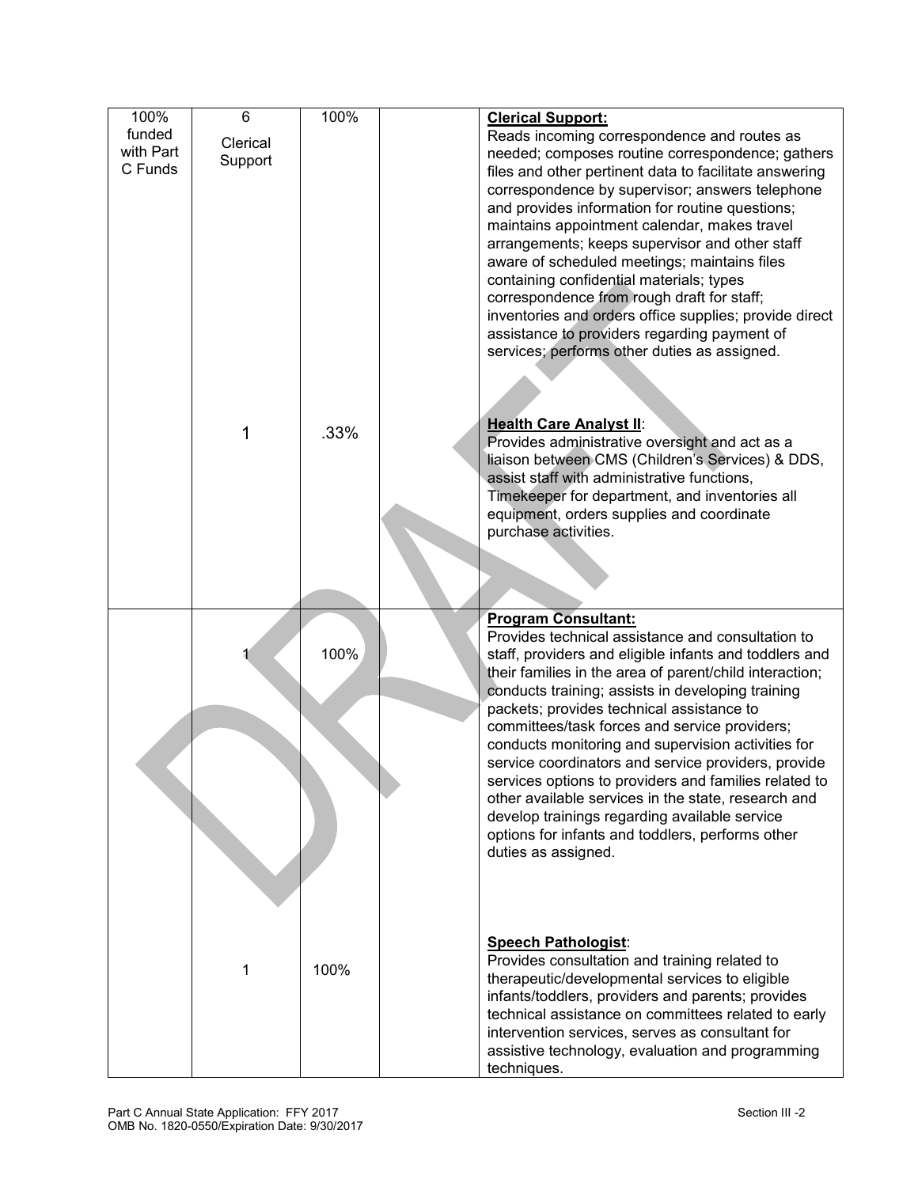| | | | | |
|---|---|---|---|---|
| 100% funded with Part C Funds | 6<br>Clerical Support | 100% | | **Clerical Support:**<br>Reads incoming correspondence and routes as needed; composes routine correspondence; gathers files and other pertinent data to facilitate answering correspondence by supervisor; answers telephone and provides information for routine questions; maintains appointment calendar, makes travel arrangements; keeps supervisor and other staff aware of scheduled meetings; maintains files containing confidential materials; types correspondence from rough draft for staff; inventories and orders office supplies; provide direct assistance to providers regarding payment of services; performs other duties as assigned. |
| | 1 | .33% | | **Health Care Analyst II**:<br>Provides administrative oversight and act as a liaison between CMS (Children's Services) & DDS, assist staff with administrative functions, Timekeeper for department, and inventories all equipment, orders supplies and coordinate purchase activities. |
| | 1 | 100% | | **Program Consultant:**<br>Provides technical assistance and consultation to staff, providers and eligible infants and toddlers and their families in the area of parent/child interaction; conducts training; assists in developing training packets; provides technical assistance to committees/task forces and service providers; conducts monitoring and supervision activities for service coordinators and service providers, provide services options to providers and families related to other available services in the state, research and develop trainings regarding available service options for infants and toddlers, performs other duties as assigned. |
| | 1 | 100% | | **Speech Pathologist**:<br>Provides consultation and training related to therapeutic/developmental services to eligible infants/toddlers, providers and parents; provides technical assistance on committees related to early intervention services, serves as consultant for assistive technology, evaluation and programming techniques. |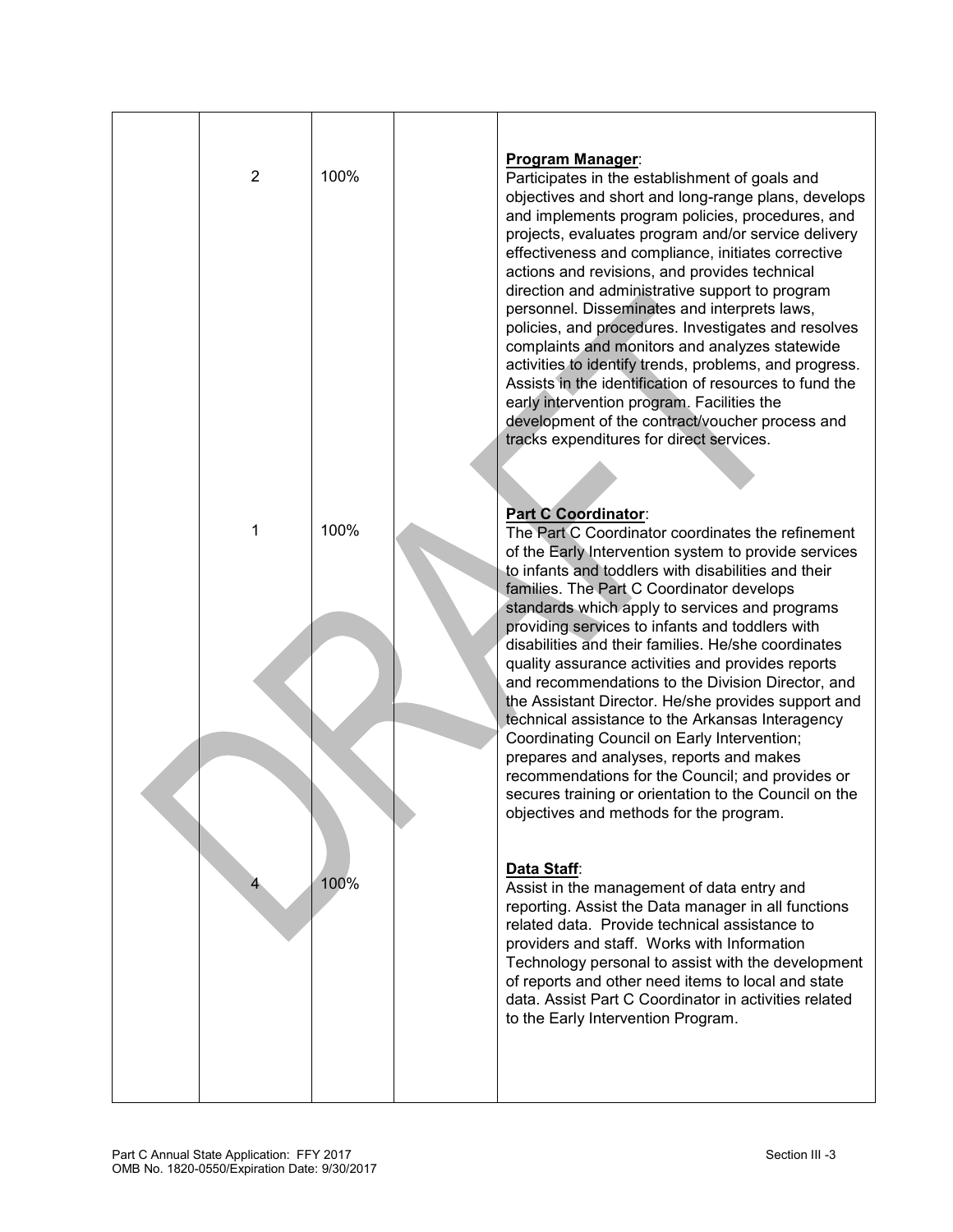| | | | | |
|---|---|---|---|---|
| | 2 | 100% | | **Program Manager**: Participates in the establishment of goals and objectives and short and long-range plans, develops and implements program policies, procedures, and projects, evaluates program and/or service delivery effectiveness and compliance, initiates corrective actions and revisions, and provides technical direction and administrative support to program personnel. Disseminates and interprets laws, policies, and procedures. Investigates and resolves complaints and monitors and analyzes statewide activities to identify trends, problems, and progress. Assists in the identification of resources to fund the early intervention program. Facilities the development of the contract/voucher process and tracks expenditures for direct services. |
| | 1 | 100% | | **Part C Coordinator**: The Part C Coordinator coordinates the refinement of the Early Intervention system to provide services to infants and toddlers with disabilities and their families. The Part C Coordinator develops standards which apply to services and programs providing services to infants and toddlers with disabilities and their families. He/she coordinates quality assurance activities and provides reports and recommendations to the Division Director, and the Assistant Director. He/she provides support and technical assistance to the Arkansas Interagency Coordinating Council on Early Intervention; prepares and analyses, reports and makes recommendations for the Council; and provides or secures training or orientation to the Council on the objectives and methods for the program. |
| | 4 | 100% | | **Data Staff**: Assist in the management of data entry and reporting. Assist the Data manager in all functions related data. Provide technical assistance to providers and staff. Works with Information Technology personal to assist with the development of reports and other need items to local and state data. Assist Part C Coordinator in activities related to the Early Intervention Program. |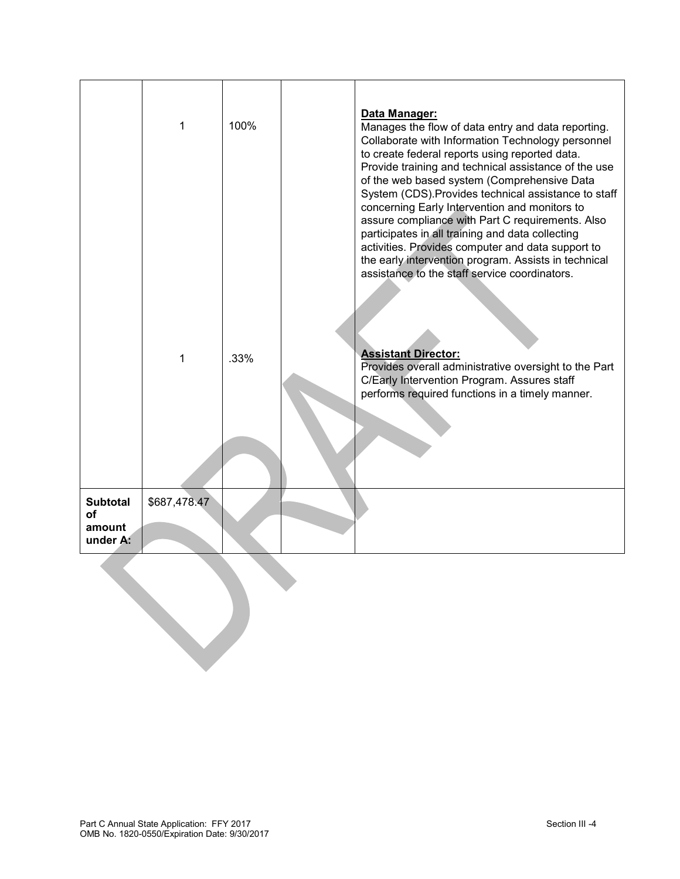| | | | | |
|---|---|---|---|---|
| | 1 | 100% | | **Data Manager:** Manages the flow of data entry and data reporting. Collaborate with Information Technology personnel to create federal reports using reported data. Provide training and technical assistance of the use of the web based system (Comprehensive Data System (CDS).Provides technical assistance to staff concerning Early Intervention and monitors to assure compliance with Part C requirements. Also participates in all training and data collecting activities. Provides computer and data support to the early intervention program. Assists in technical assistance to the staff service coordinators. |
| | 1 | .33% | | **Assistant Director:** Provides overall administrative oversight to the Part C/Early Intervention Program. Assures staff performs required functions in a timely manner. |
| **Subtotal of amount under A:** | $687,478.47 | | | |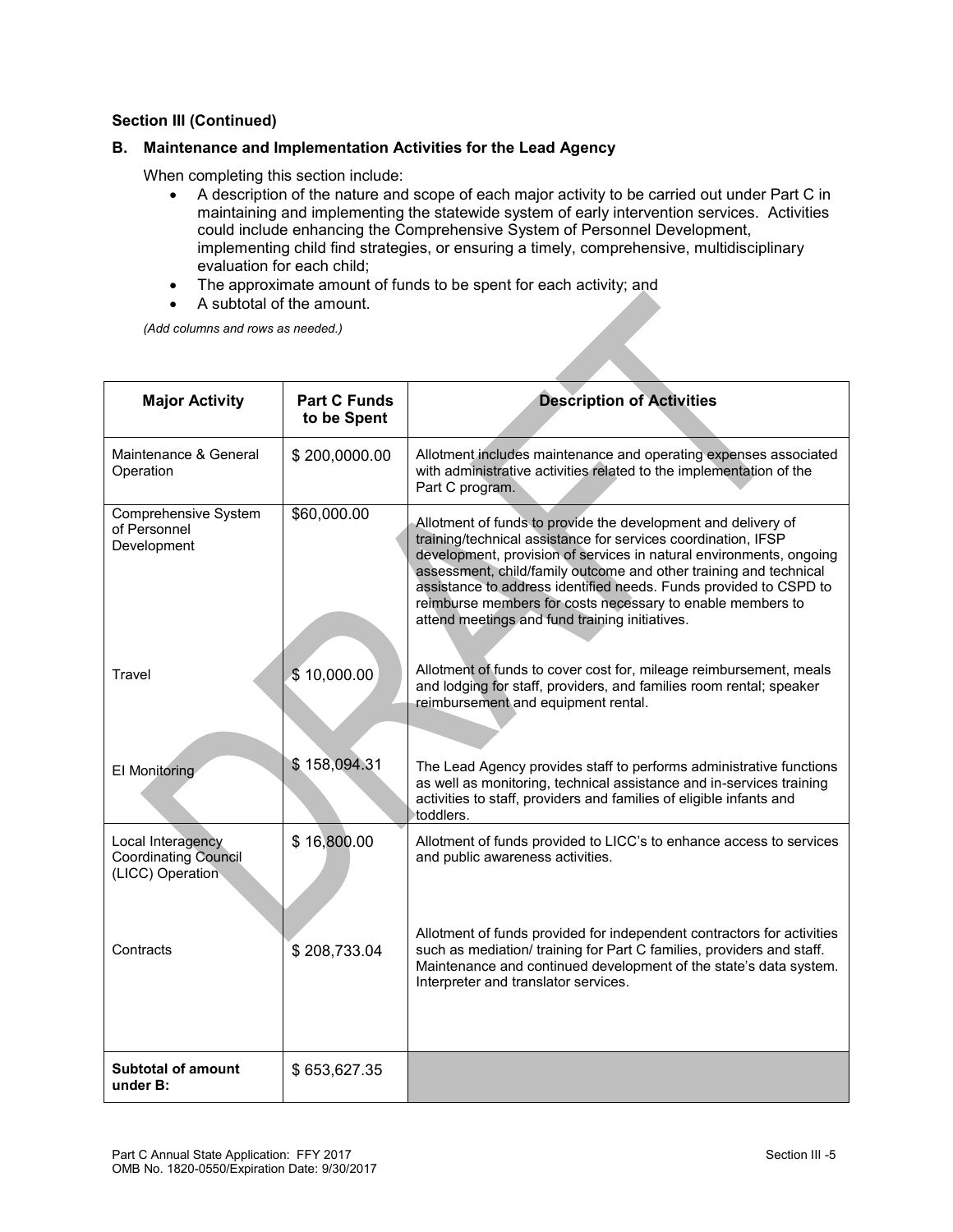**Section III (Continued)**

**B. Maintenance and Implementation Activities for the Lead Agency**

When completing this section include:

- A description of the nature and scope of each major activity to be carried out under Part C in maintaining and implementing the statewide system of early intervention services. Activities could include enhancing the Comprehensive System of Personnel Development, implementing child find strategies, or ensuring a timely, comprehensive, multidisciplinary evaluation for each child;
- The approximate amount of funds to be spent for each activity; and
- A subtotal of the amount.

*(Add columns and rows as needed.)*

| Major Activity | Part C Funds to be Spent | Description of Activities |
|---|---|---|
| Maintenance & General Operation | $ 200,0000.00 | Allotment includes maintenance and operating expenses associated with administrative activities related to the implementation of the Part C program. |
| Comprehensive System of Personnel Development | $60,000.00 | Allotment of funds to provide the development and delivery of training/technical assistance for services coordination, IFSP development, provision of services in natural environments, ongoing assessment, child/family outcome and other training and technical assistance to address identified needs. Funds provided to CSPD to reimburse members for costs necessary to enable members to attend meetings and fund training initiatives. |
| Travel | $ 10,000.00 | Allotment of funds to cover cost for, mileage reimbursement, meals and lodging for staff, providers, and families room rental; speaker reimbursement and equipment rental. |
| EI Monitoring | $ 158,094.31 | The Lead Agency provides staff to performs administrative functions as well as monitoring, technical assistance and in-services training activities to staff, providers and families of eligible infants and toddlers. |
| Local Interagency Coordinating Council (LICC) Operation | $ 16,800.00 | Allotment of funds provided to LICC's to enhance access to services and public awareness activities. |
| Contracts | $ 208,733.04 | Allotment of funds provided for independent contractors for activities such as mediation/ training for Part C families, providers and staff. Maintenance and continued development of the state's data system. Interpreter and translator services. |
| **Subtotal of amount under B:** | $ 653,627.35 | |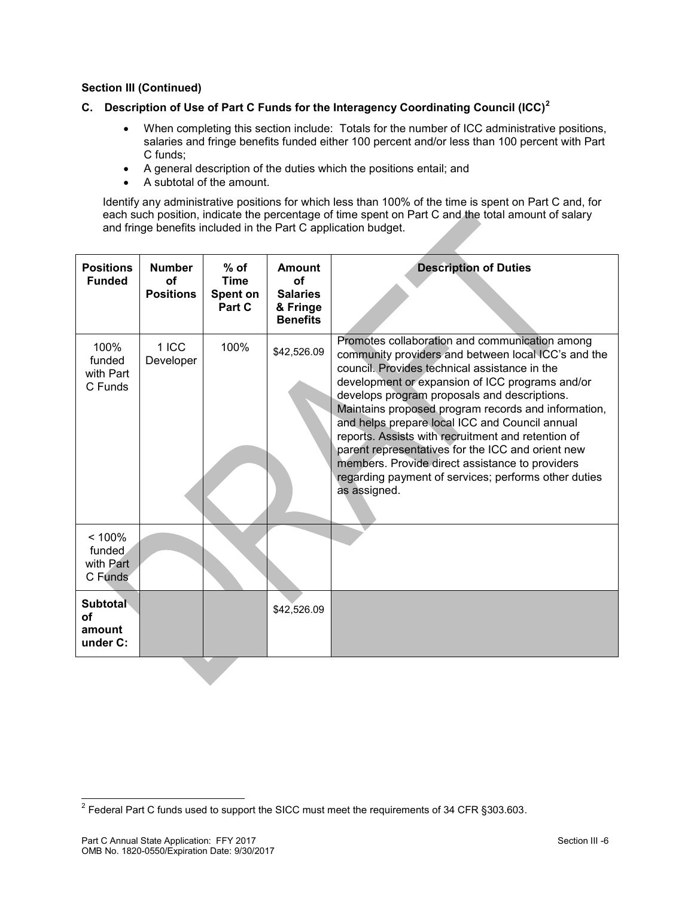**Section III (Continued)**

### C. Description of Use of Part C Funds for the Interagency Coordinating Council (ICC)[2]

- When completing this section include: Totals for the number of ICC administrative positions, salaries and fringe benefits funded either 100 percent and/or less than 100 percent with Part C funds;
- A general description of the duties which the positions entail; and
- A subtotal of the amount.

Identify any administrative positions for which less than 100% of the time is spent on Part C and, for each such position, indicate the percentage of time spent on Part C and the total amount of salary and fringe benefits included in the Part C application budget.

| Positions Funded | Number of Positions | % of Time Spent on Part C | Amount of Salaries & Fringe Benefits | Description of Duties |
|---|---|---|---|---|
| 100% funded with Part C Funds | 1 ICC Developer | 100% | $42,526.09 | Promotes collaboration and communication among community providers and between local ICC's and the council. Provides technical assistance in the development or expansion of ICC programs and/or develops program proposals and descriptions. Maintains proposed program records and information, and helps prepare local ICC and Council annual reports. Assists with recruitment and retention of parent representatives for the ICC and orient new members. Provide direct assistance to providers regarding payment of services; performs other duties as assigned. |
| < 100% funded with Part C Funds | | | | |
| **Subtotal of amount under C:** | | | $42,526.09 | |

[2] Federal Part C funds used to support the SICC must meet the requirements of 34 CFR §303.603.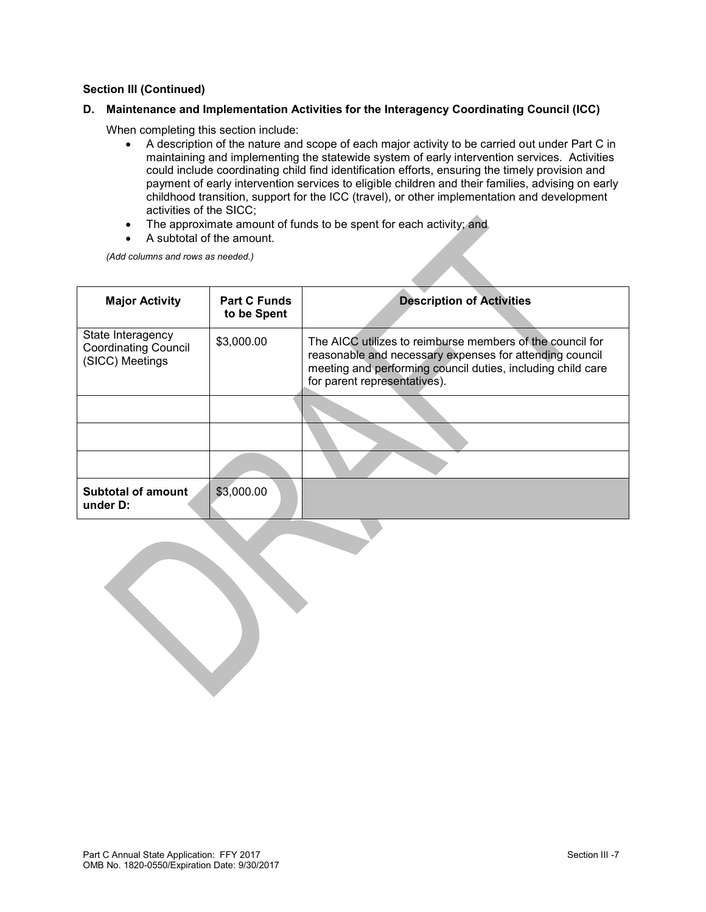**Section III (Continued)**

### D. Maintenance and Implementation Activities for the Interagency Coordinating Council (ICC)

When completing this section include:

- A description of the nature and scope of each major activity to be carried out under Part C in maintaining and implementing the statewide system of early intervention services. Activities could include coordinating child find identification efforts, ensuring the timely provision and payment of early intervention services to eligible children and their families, advising on early childhood transition, support for the ICC (travel), or other implementation and development activities of the SICC;
- The approximate amount of funds to be spent for each activity; and
- A subtotal of the amount.

*(Add columns and rows as needed.)*

| Major Activity | Part C Funds to be Spent | Description of Activities |
|---|---|---|
| State Interagency Coordinating Council (SICC) Meetings | $3,000.00 | The AICC utilizes to reimburse members of the council for reasonable and necessary expenses for attending council meeting and performing council duties, including child care for parent representatives). |
| | | |
| | | |
| | | |
| **Subtotal of amount under D:** | $3,000.00 | |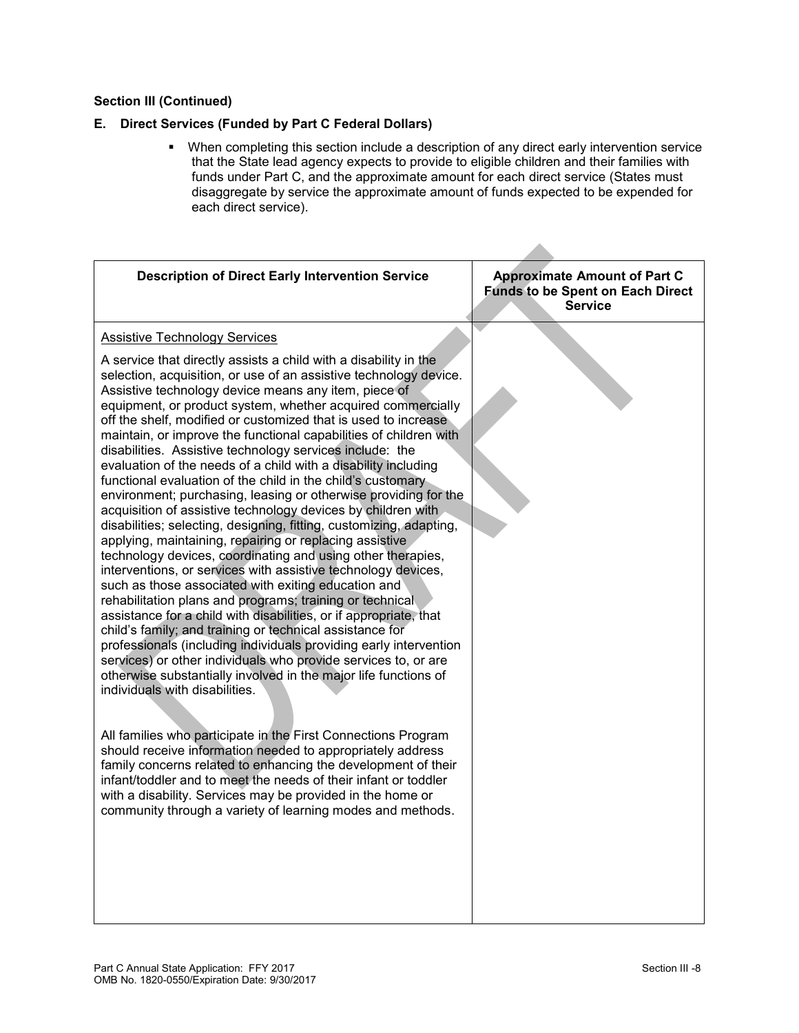**Section III (Continued)**

**E. Direct Services (Funded by Part C Federal Dollars)**

- When completing this section include a description of any direct early intervention service that the State lead agency expects to provide to eligible children and their families with funds under Part C, and the approximate amount for each direct service (States must disaggregate by service the approximate amount of funds expected to be expended for each direct service).

| Description of Direct Early Intervention Service | Approximate Amount of Part C Funds to be Spent on Each Direct Service |
|---|---|
| Assistant Technology Services<br><br>A service that directly assists a child with a disability in the selection, acquisition, or use of an assistive technology device. Assistive technology device means any item, piece of equipment, or product system, whether acquired commercially off the shelf, modified or customized that is used to increase maintain, or improve the functional capabilities of children with disabilities. Assistive technology services include: the evaluation of the needs of a child with a disability including functional evaluation of the child in the child's customary environment; purchasing, leasing or otherwise providing for the acquisition of assistive technology devices by children with disabilities; selecting, designing, fitting, customizing, adapting, applying, maintaining, repairing or replacing assistive technology devices, coordinating and using other therapies, interventions, or services with assistive technology devices, such as those associated with exiting education and rehabilitation plans and programs; training or technical assistance for a child with disabilities, or if appropriate, that child's family; and training or technical assistance for professionals (including individuals providing early intervention services) or other individuals who provide services to, or are otherwise substantially involved in the major life functions of individuals with disabilities.<br><br>All families who participate in the First Connections Program should receive information needed to appropriately address family concerns related to enhancing the development of their infant/toddler and to meet the needs of their infant or toddler with a disability. Services may be provided in the home or community through a variety of learning modes and methods. | |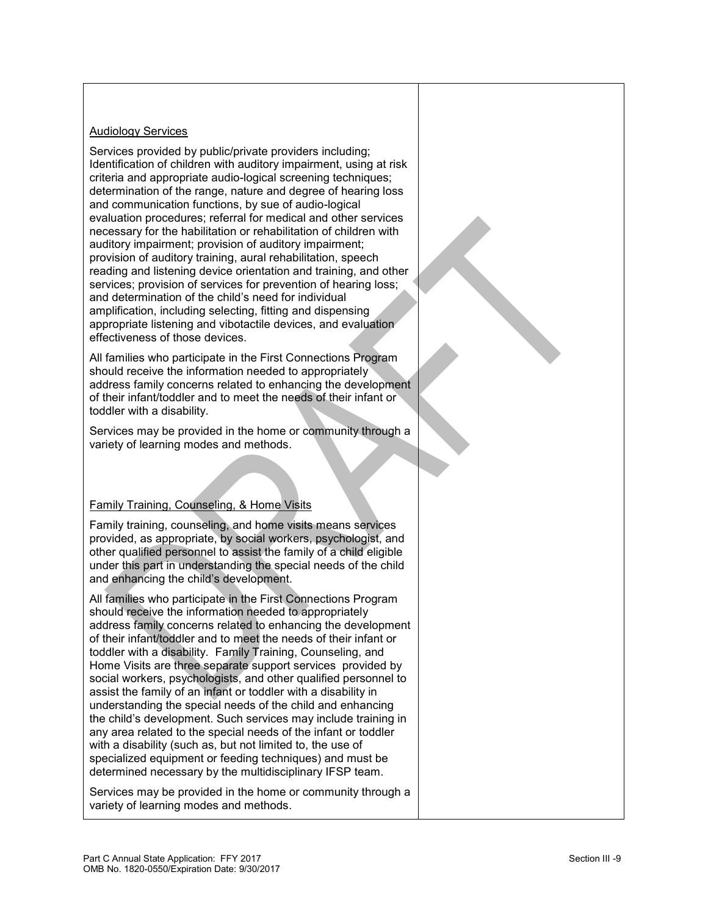| | |
|---|---|
| <u>Audiology Services</u><br><br>Services provided by public/private providers including; Identification of children with auditory impairment, using at risk criteria and appropriate audio-logical screening techniques; determination of the range, nature and degree of hearing loss and communication functions, by sue of audio-logical evaluation procedures; referral for medical and other services necessary for the habilitation or rehabilitation of children with auditory impairment; provision of auditory impairment; provision of auditory training, aural rehabilitation, speech reading and listening device orientation and training, and other services; provision of services for prevention of hearing loss; and determination of the child's need for individual amplification, including selecting, fitting and dispensing appropriate listening and vibotactile devices, and evaluation effectiveness of those devices.<br><br>All families who participate in the First Connections Program should receive the information needed to appropriately address family concerns related to enhancing the development of their infant/toddler and to meet the needs of their infant or toddler with a disability.<br><br>Services may be provided in the home or community through a variety of learning modes and methods.<br><br><u>Family Training, Counseling, & Home Visits</u><br><br>Family training, counseling, and home visits means services provided, as appropriate, by social workers, psychologist, and other qualified personnel to assist the family of a child eligible under this part in understanding the special needs of the child and enhancing the child's development.<br><br>All families who participate in the First Connections Program should receive the information needed to appropriately address family concerns related to enhancing the development of their infant/toddler and to meet the needs of their infant or toddler with a disability. Family Training, Counseling, and Home Visits are three separate support services provided by social workers, psychologists, and other qualified personnel to assist the family of an infant or toddler with a disability in understanding the special needs of the child and enhancing the child's development. Such services may include training in any area related to the special needs of the infant or toddler with a disability (such as, but not limited to, the use of specialized equipment or feeding techniques) and must be determined necessary by the multidisciplinary IFSP team.<br><br>Services may be provided in the home or community through a variety of learning modes and methods. | |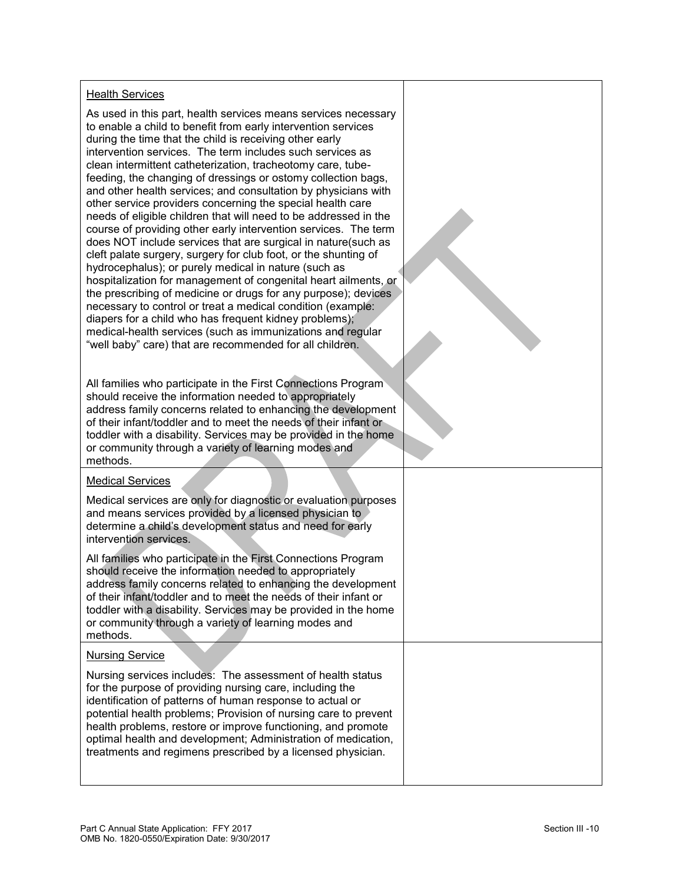| | |
|---|---|
| Health Services<br><br>As used in this part, health services means services necessary to enable a child to benefit from early intervention services during the time that the child is receiving other early intervention services. The term includes such services as clean intermittent catheterization, tracheotomy care, tube-feeding, the changing of dressings or ostomy collection bags, and other health services; and consultation by physicians with other service providers concerning the special health care needs of eligible children that will need to be addressed in the course of providing other early intervention services. The term does NOT include services that are surgical in nature(such as cleft palate surgery, surgery for club foot, or the shunting of hydrocephalus); or purely medical in nature (such as hospitalization for management of congenital heart ailments, or the prescribing of medicine or drugs for any purpose); devices necessary to control or treat a medical condition (example: diapers for a child who has frequent kidney problems); medical-health services (such as immunizations and regular "well baby" care) that are recommended for all children.<br><br>All families who participate in the First Connections Program should receive the information needed to appropriately address family concerns related to enhancing the development of their infant/toddler and to meet the needs of their infant or toddler with a disability. Services may be provided in the home or community through a variety of learning modes and methods. | |
| Medical Services<br><br>Medical services are only for diagnostic or evaluation purposes and means services provided by a licensed physician to determine a child's development status and need for early intervention services.<br><br>All families who participate in the First Connections Program should receive the information needed to appropriately address family concerns related to enhancing the development of their infant/toddler and to meet the needs of their infant or toddler with a disability. Services may be provided in the home or community through a variety of learning modes and methods. | |
| Nursing Service<br><br>Nursing services includes: The assessment of health status for the purpose of providing nursing care, including the identification of patterns of human response to actual or potential health problems; Provision of nursing care to prevent health problems, restore or improve functioning, and promote optimal health and development; Administration of medication, treatments and regimens prescribed by a licensed physician. | |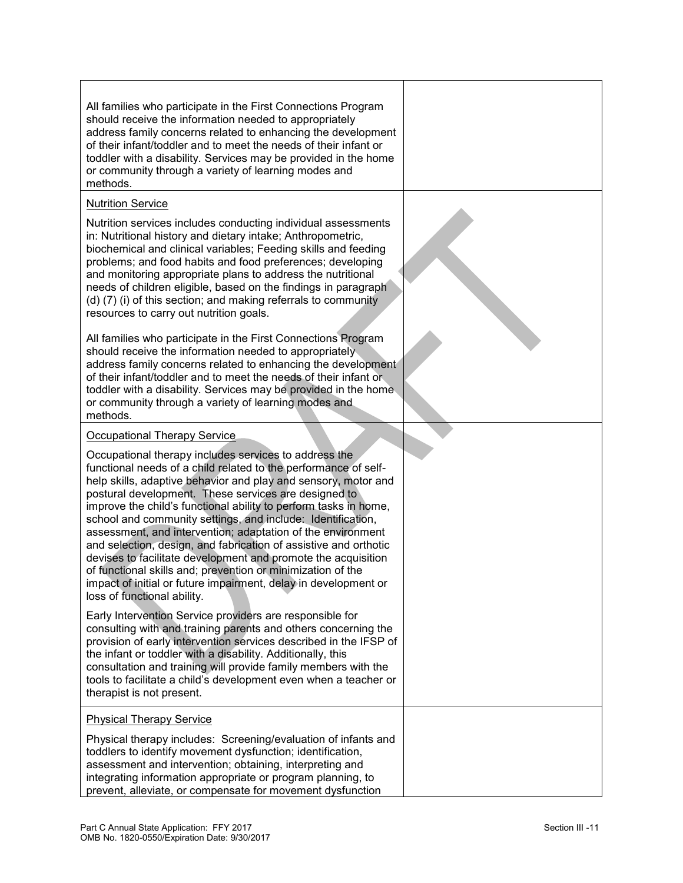| | |
|---|---|
| All families who participate in the First Connections Program should receive the information needed to appropriately address family concerns related to enhancing the development of their infant/toddler and to meet the needs of their infant or toddler with a disability. Services may be provided in the home or community through a variety of learning modes and methods. | |
| <u>Nutrition Service</u><br><br>Nutrition services includes conducting individual assessments in: Nutritional history and dietary intake; Anthropometric, biochemical and clinical variables; Feeding skills and feeding problems; and food habits and food preferences; developing and monitoring appropriate plans to address the nutritional needs of children eligible, based on the findings in paragraph (d) (7) (i) of this section; and making referrals to community resources to carry out nutrition goals.<br><br>All families who participate in the First Connections Program should receive the information needed to appropriately address family concerns related to enhancing the development of their infant/toddler and to meet the needs of their infant or toddler with a disability. Services may be provided in the home or community through a variety of learning modes and methods. | |
| <u>Occupational Therapy Service</u><br><br>Occupational therapy includes services to address the functional needs of a child related to the performance of self-help skills, adaptive behavior and play and sensory, motor and postural development. These services are designed to improve the child's functional ability to perform tasks in home, school and community settings, and include: Identification, assessment, and intervention; adaptation of the environment and selection, design, and fabrication of assistive and orthotic devises to facilitate development and promote the acquisition of functional skills and; prevention or minimization of the impact of initial or future impairment, delay in development or loss of functional ability.<br><br>Early Intervention Service providers are responsible for consulting with and training parents and others concerning the provision of early intervention services described in the IFSP of the infant or toddler with a disability. Additionally, this consultation and training will provide family members with the tools to facilitate a child's development even when a teacher or therapist is not present. | |
| <u>Physical Therapy Service</u><br><br>Physical therapy includes: Screening/evaluation of infants and toddlers to identify movement dysfunction; identification, assessment and intervention; obtaining, interpreting and integrating information appropriate or program planning, to prevent, alleviate, or compensate for movement dysfunction | |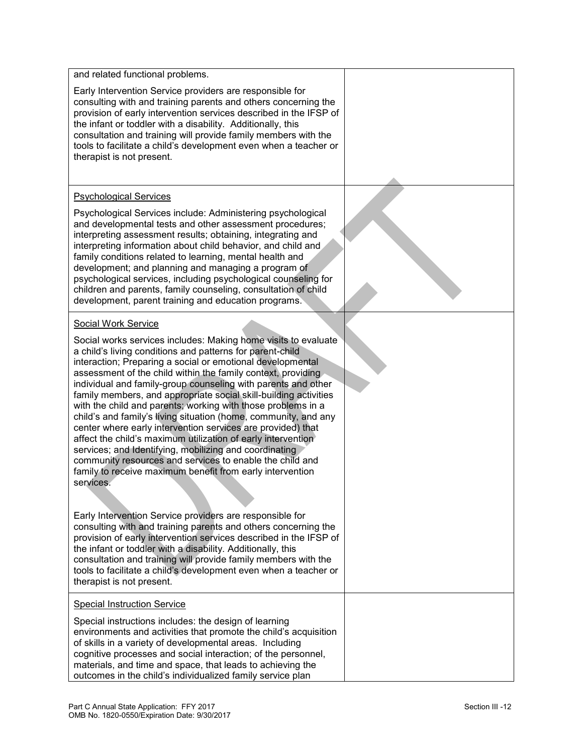| | |
|---|---|
| and related functional problems.<br><br>Early Intervention Service providers are responsible for consulting with and training parents and others concerning the provision of early intervention services described in the IFSP of the infant or toddler with a disability. Additionally, this consultation and training will provide family members with the tools to facilitate a child's development even when a teacher or therapist is not present. | |
| <u>Psychological Services</u><br><br>Psychological Services include: Administering psychological and developmental tests and other assessment procedures; interpreting assessment results; obtaining, integrating and interpreting information about child behavior, and child and family conditions related to learning, mental health and development; and planning and managing a program of psychological services, including psychological counseling for children and parents, family counseling, consultation of child development, parent training and education programs. | |
| <u>Social Work Service</u><br><br>Social works services includes: Making home visits to evaluate a child's living conditions and patterns for parent-child interaction; Preparing a social or emotional developmental assessment of the child within the family context, providing individual and family-group counseling with parents and other family members, and appropriate social skill-building activities with the child and parents; working with those problems in a child's and family's living situation (home, community, and any center where early intervention services are provided) that affect the child's maximum utilization of early intervention services; and Identifying, mobilizing and coordinating community resources and services to enable the child and family to receive maximum benefit from early intervention services.<br><br>Early Intervention Service providers are responsible for consulting with and training parents and others concerning the provision of early intervention services described in the IFSP of the infant or toddler with a disability. Additionally, this consultation and training will provide family members with the tools to facilitate a child's development even when a teacher or therapist is not present. | |
| <u>Special Instruction Service</u><br><br>Special instructions includes: the design of learning environments and activities that promote the child's acquisition of skills in a variety of developmental areas. Including cognitive processes and social interaction; of the personnel, materials, and time and space, that leads to achieving the outcomes in the child's individualized family service plan | |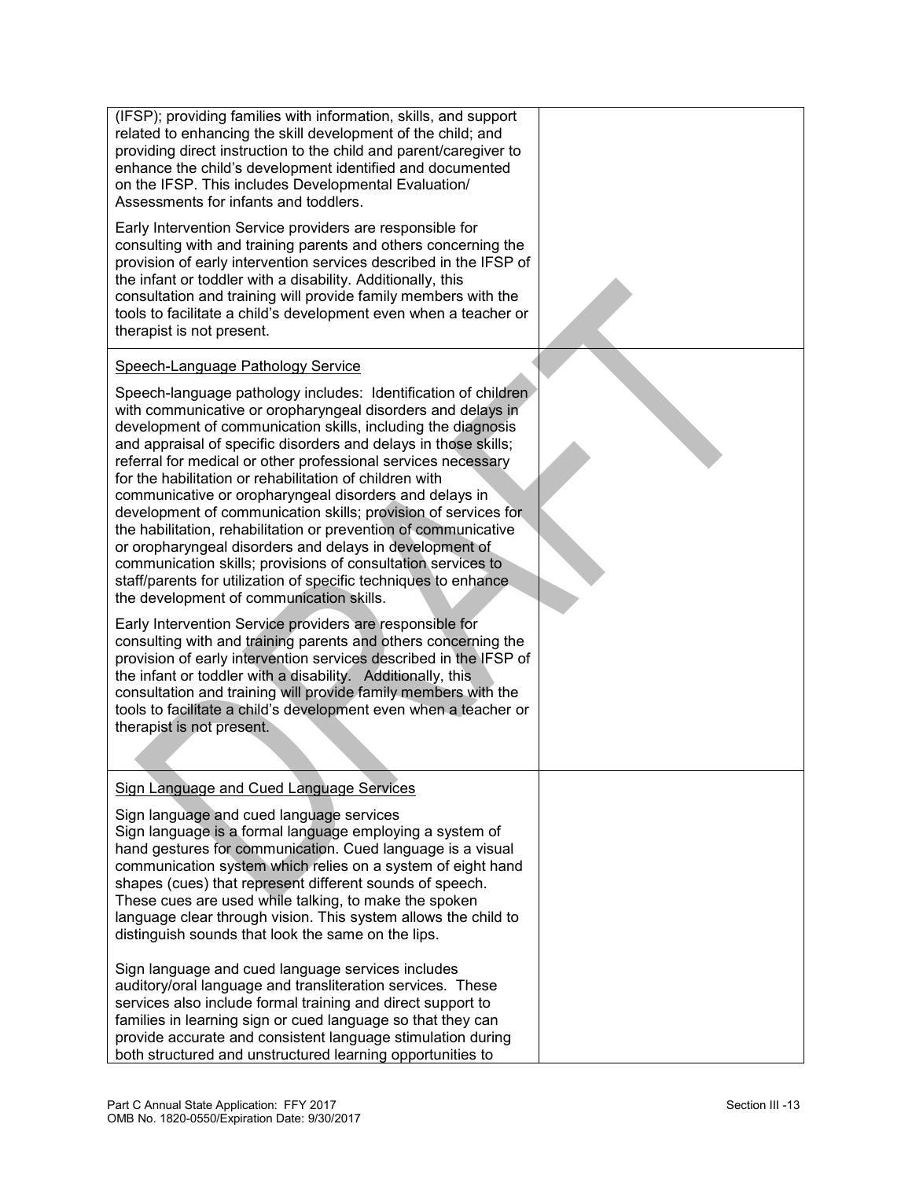| | |
|---|---|
| (IFSP); providing families with information, skills, and support related to enhancing the skill development of the child; and providing direct instruction to the child and parent/caregiver to enhance the child's development identified and documented on the IFSP. This includes Developmental Evaluation/ Assessments for infants and toddlers.<br><br>Early Intervention Service providers are responsible for consulting with and training parents and others concerning the provision of early intervention services described in the IFSP of the infant or toddler with a disability. Additionally, this consultation and training will provide family members with the tools to facilitate a child's development even when a teacher or therapist is not present. | |
| Speech-Language Pathology Service<br><br>Speech-language pathology includes: Identification of children with communicative or oropharyngeal disorders and delays in development of communication skills, including the diagnosis and appraisal of specific disorders and delays in those skills; referral for medical or other professional services necessary for the habilitation or rehabilitation of children with communicative or oropharyngeal disorders and delays in development of communication skills; provision of services for the habilitation, rehabilitation or prevention of communicative or oropharyngeal disorders and delays in development of communication skills; provisions of consultation services to staff/parents for utilization of specific techniques to enhance the development of communication skills.<br><br>Early Intervention Service providers are responsible for consulting with and training parents and others concerning the provision of early intervention services described in the IFSP of the infant or toddler with a disability. Additionally, this consultation and training will provide family members with the tools to facilitate a child's development even when a teacher or therapist is not present. | |
| Sign Language and Cued Language Services<br><br>Sign language and cued language services<br>Sign language is a formal language employing a system of hand gestures for communication. Cued language is a visual communication system which relies on a system of eight hand shapes (cues) that represent different sounds of speech. These cues are used while talking, to make the spoken language clear through vision. This system allows the child to distinguish sounds that look the same on the lips.<br><br>Sign language and cued language services includes auditory/oral language and transliteration services. These services also include formal training and direct support to families in learning sign or cued language so that they can provide accurate and consistent language stimulation during both structured and unstructured learning opportunities to | |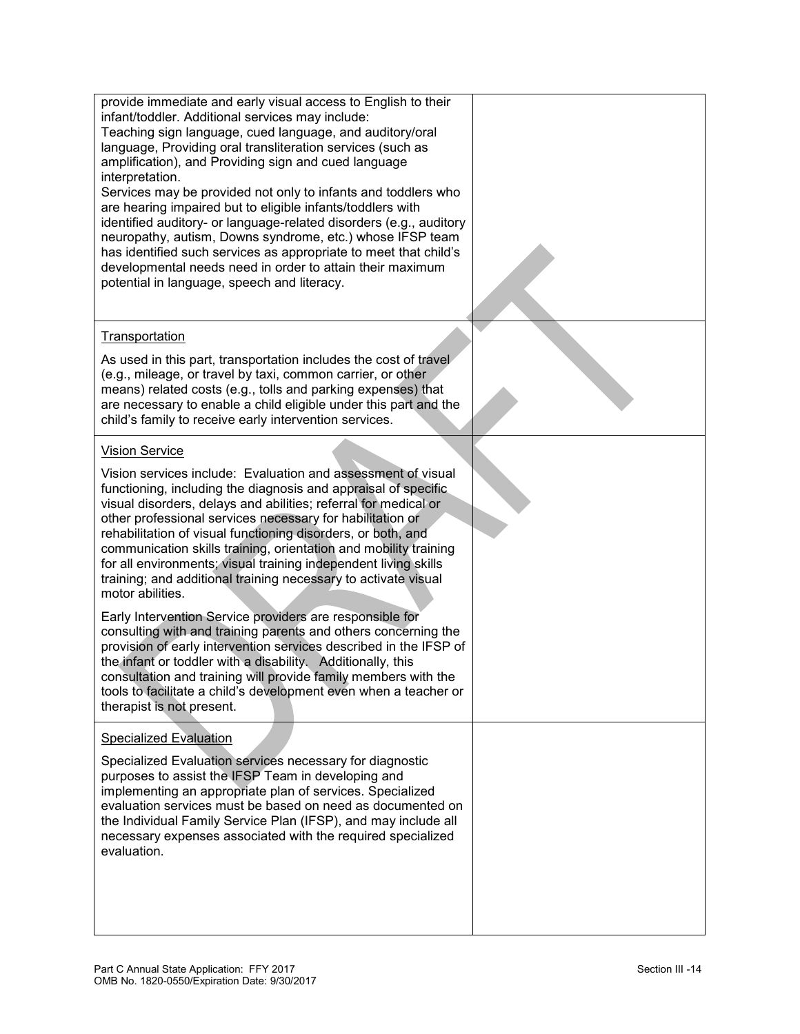| | |
|---|---|
| provide immediate and early visual access to English to their infant/toddler. Additional services may include:<br>Teaching sign language, cued language, and auditory/oral language, Providing oral transliteration services (such as amplification), and Providing sign and cued language interpretation.<br>Services may be provided not only to infants and toddlers who are hearing impaired but to eligible infants/toddlers with identified auditory- or language-related disorders (e.g., auditory neuropathy, autism, Downs syndrome, etc.) whose IFSP team has identified such services as appropriate to meet that child's developmental needs need in order to attain their maximum potential in language, speech and literacy. | |
| <u>Transportation</u><br><br>As used in this part, transportation includes the cost of travel (e.g., mileage, or travel by taxi, common carrier, or other means) related costs (e.g., tolls and parking expenses) that are necessary to enable a child eligible under this part and the child's family to receive early intervention services. | |
| <u>Vision Service</u><br><br>Vision services include: Evaluation and assessment of visual functioning, including the diagnosis and appraisal of specific visual disorders, delays and abilities; referral for medical or other professional services necessary for habilitation or rehabilitation of visual functioning disorders, or both, and communication skills training, orientation and mobility training for all environments; visual training independent living skills training; and additional training necessary to activate visual motor abilities.<br><br>Early Intervention Service providers are responsible for consulting with and training parents and others concerning the provision of early intervention services described in the IFSP of the infant or toddler with a disability. Additionally, this consultation and training will provide family members with the tools to facilitate a child's development even when a teacher or therapist is not present. | |
| <u>Specialized Evaluation</u><br><br>Specialized Evaluation services necessary for diagnostic purposes to assist the IFSP Team in developing and implementing an appropriate plan of services. Specialized evaluation services must be based on need as documented on the Individual Family Service Plan (IFSP), and may include all necessary expenses associated with the required specialized evaluation. | |

DRAFT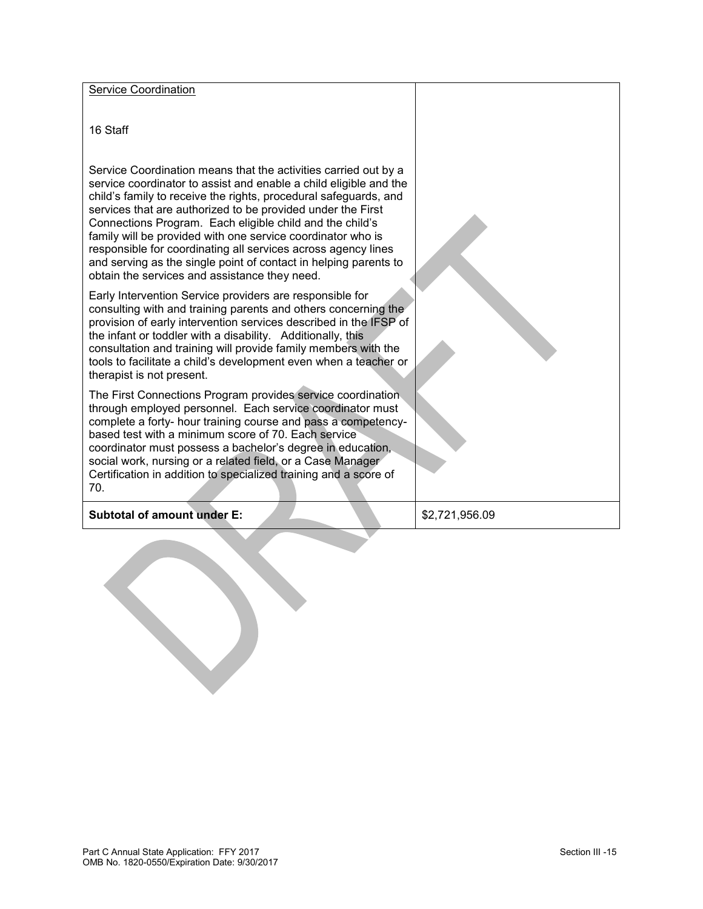| Service Coordination<br><br>16 Staff<br><br>Service Coordination means that the activities carried out by a service coordinator to assist and enable a child eligible and the child's family to receive the rights, procedural safeguards, and services that are authorized to be provided under the First Connections Program. Each eligible child and the child's family will be provided with one service coordinator who is responsible for coordinating all services across agency lines and serving as the single point of contact in helping parents to obtain the services and assistance they need.<br><br>Early Intervention Service providers are responsible for consulting with and training parents and others concerning the provision of early intervention services described in the IFSP of the infant or toddler with a disability. Additionally, this consultation and training will provide family members with the tools to facilitate a child's development even when a teacher or therapist is not present.<br><br>The First Connections Program provides service coordination through employed personnel. Each service coordinator must complete a forty- hour training course and pass a competency-based test with a minimum score of 70. Each service coordinator must possess a bachelor's degree in education, social work, nursing or a related field, or a Case Manager Certification in addition to specialized training and a score of 70. | |
|---|---|
| **Subtotal of amount under E:** | $2,721,956.09 |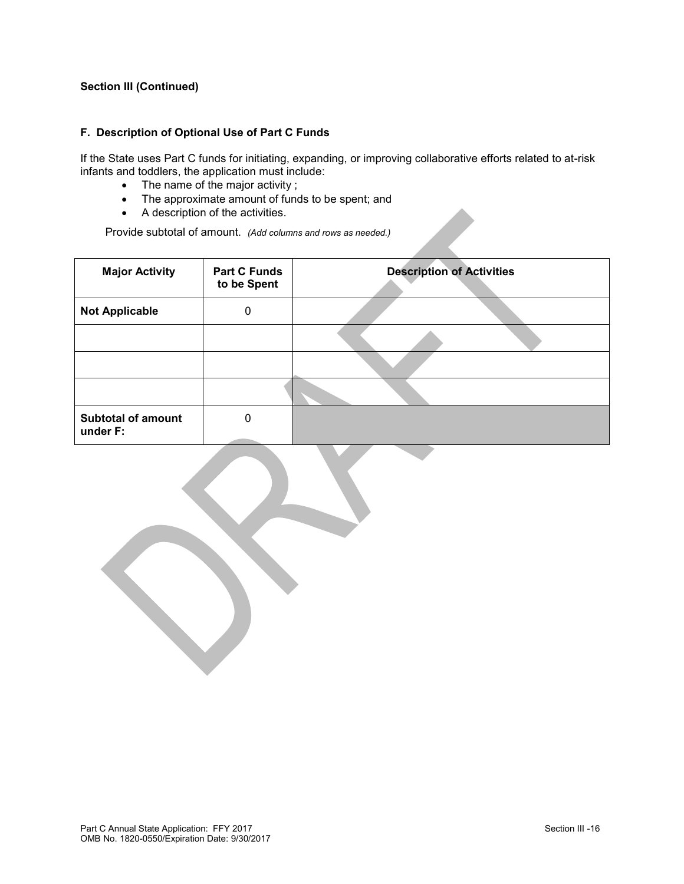**Section III (Continued)**

**F. Description of Optional Use of Part C Funds**

If the State uses Part C funds for initiating, expanding, or improving collaborative efforts related to at-risk infants and toddlers, the application must include:

- The name of the major activity ;
- The approximate amount of funds to be spent; and
- A description of the activities.

Provide subtotal of amount. *(Add columns and rows as needed.)*

| Major Activity | Part C Funds to be Spent | Description of Activities |
|---|---|---|
| **Not Applicable** | 0 | |
| | | |
| | | |
| | | |
| **Subtotal of amount under F:** | 0 | |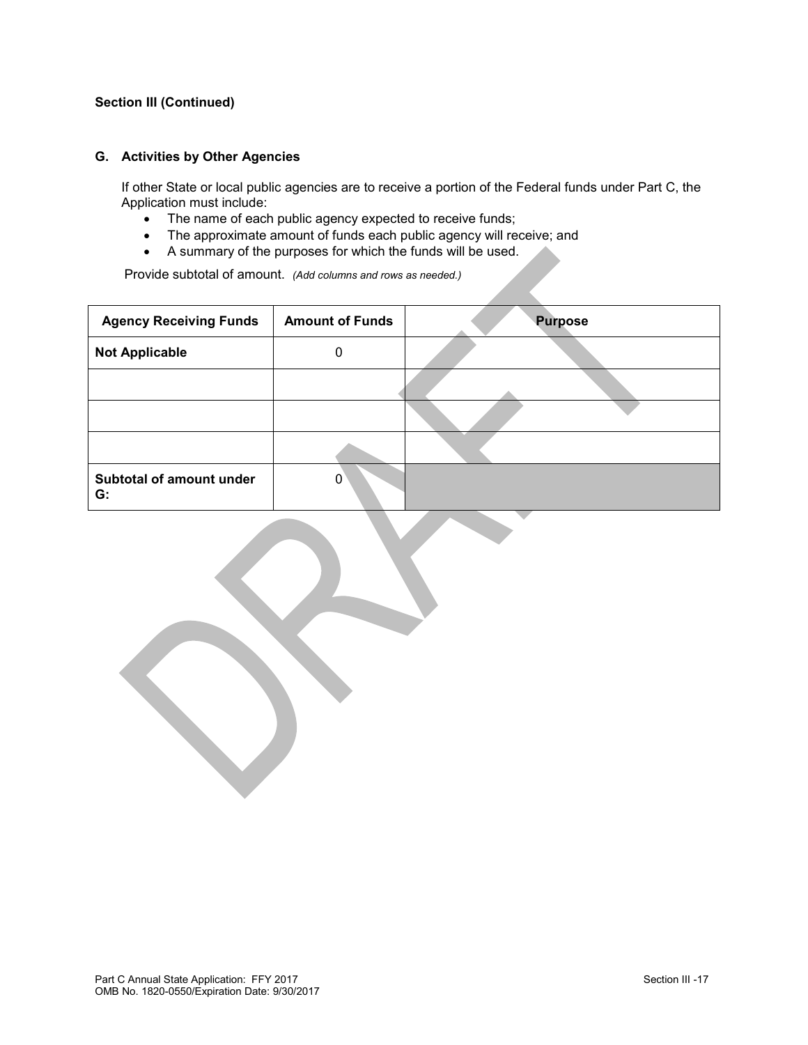**Section III (Continued)**

## G. Activities by Other Agencies

If other State or local public agencies are to receive a portion of the Federal funds under Part C, the Application must include:

- The name of each public agency expected to receive funds;
- The approximate amount of funds each public agency will receive; and
- A summary of the purposes for which the funds will be used.

Provide subtotal of amount. *(Add columns and rows as needed.)*

| Agency Receiving Funds | Amount of Funds | Purpose |
|---|---|---|
| **Not Applicable** | 0 | |
| | | |
| | | |
| | | |
| **Subtotal of amount under G:** | 0 | |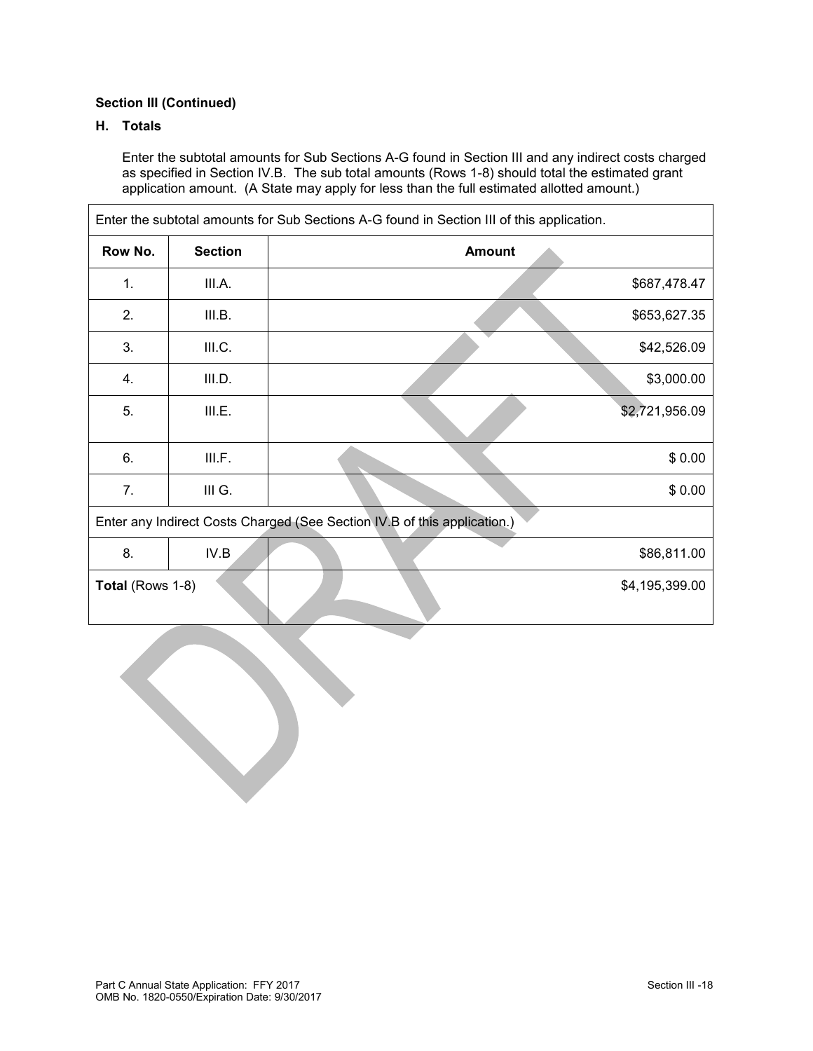**Section III (Continued)**

**H. Totals**

Enter the subtotal amounts for Sub Sections A-G found in Section III and any indirect costs charged as specified in Section IV.B. The sub total amounts (Rows 1-8) should total the estimated grant application amount. (A State may apply for less than the full estimated allotted amount.)

| Enter the subtotal amounts for Sub Sections A-G found in Section III of this application. | | |
|---|---|---|
| **Row No.** | **Section** | **Amount** |
| 1. | III.A. | $687,478.47 |
| 2. | III.B. | $653,627.35 |
| 3. | III.C. | $42,526.09 |
| 4. | III.D. | $3,000.00 |
| 5. | III.E. | $2,721,956.09 |
| 6. | III.F. | $ 0.00 |
| 7. | III G. | $ 0.00 |
| Enter any Indirect Costs Charged (See Section IV.B of this application.) | | |
| 8. | IV.B | $86,811.00 |
| **Total** (Rows 1-8) | | $4,195,399.00 |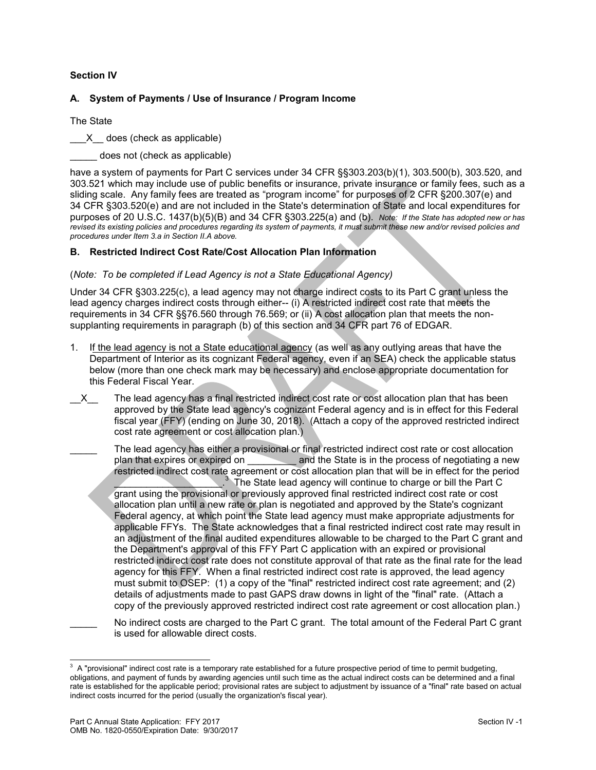## Section IV

### A. System of Payments / Use of Insurance / Program Income

The State

___X__ does (check as applicable)

_____ does not (check as applicable)

have a system of payments for Part C services under 34 CFR §§303.203(b)(1), 303.500(b), 303.520, and 303.521 which may include use of public benefits or insurance, private insurance or family fees, such as a sliding scale. Any family fees are treated as "program income" for purposes of 2 CFR §200.307(e) and 34 CFR §303.520(e) and are not included in the State's determination of State and local expenditures for purposes of 20 U.S.C. 1437(b)(5)(B) and 34 CFR §303.225(a) and (b). *Note: If the State has adopted new or has revised its existing policies and procedures regarding its system of payments, it must submit these new and/or revised policies and procedures under Item 3.a in Section II.A above.*

### B. Restricted Indirect Cost Rate/Cost Allocation Plan Information

(*Note: To be completed if Lead Agency is not a State Educational Agency)*

Under 34 CFR §303.225(c), a lead agency may not charge indirect costs to its Part C grant unless the lead agency charges indirect costs through either-- (i) A restricted indirect cost rate that meets the requirements in 34 CFR §§76.560 through 76.569; or (ii) A cost allocation plan that meets the non-supplanting requirements in paragraph (b) of this section and 34 CFR part 76 of EDGAR.

1. If the lead agency is not a State educational agency (as well as any outlying areas that have the Department of Interior as its cognizant Federal agency, even if an SEA) check the applicable status below (more than one check mark may be necessary) and enclose appropriate documentation for this Federal Fiscal Year.

__X__ The lead agency has a final restricted indirect cost rate or cost allocation plan that has been approved by the State lead agency's cognizant Federal agency and is in effect for this Federal fiscal year (FFY) (ending on June 30, 2018). (Attach a copy of the approved restricted indirect cost rate agreement or cost allocation plan.)

_____ The lead agency has either a provisional or final restricted indirect cost rate or cost allocation plan that expires or expired on _________ and the State is in the process of negotiating a new restricted indirect cost rate agreement or cost allocation plan that will be in effect for the period ____________________.[3] The State lead agency will continue to charge or bill the Part C grant using the provisional or previously approved final restricted indirect cost rate or cost allocation plan until a new rate or plan is negotiated and approved by the State's cognizant Federal agency, at which point the State lead agency must make appropriate adjustments for applicable FFYs. The State acknowledges that a final restricted indirect cost rate may result in an adjustment of the final audited expenditures allowable to be charged to the Part C grant and the Department's approval of this FFY Part C application with an expired or provisional restricted indirect cost rate does not constitute approval of that rate as the final rate for the lead agency for this FFY. When a final restricted indirect cost rate is approved, the lead agency must submit to OSEP: (1) a copy of the "final" restricted indirect cost rate agreement; and (2) details of adjustments made to past GAPS draw downs in light of the "final" rate. (Attach a copy of the previously approved restricted indirect cost rate agreement or cost allocation plan.)

_____ No indirect costs are charged to the Part C grant. The total amount of the Federal Part C grant is used for allowable direct costs.

[3] A "provisional" indirect cost rate is a temporary rate established for a future prospective period of time to permit budgeting, obligations, and payment of funds by awarding agencies until such time as the actual indirect costs can be determined and a final rate is established for the applicable period; provisional rates are subject to adjustment by issuance of a "final" rate based on actual indirect costs incurred for the period (usually the organization's fiscal year).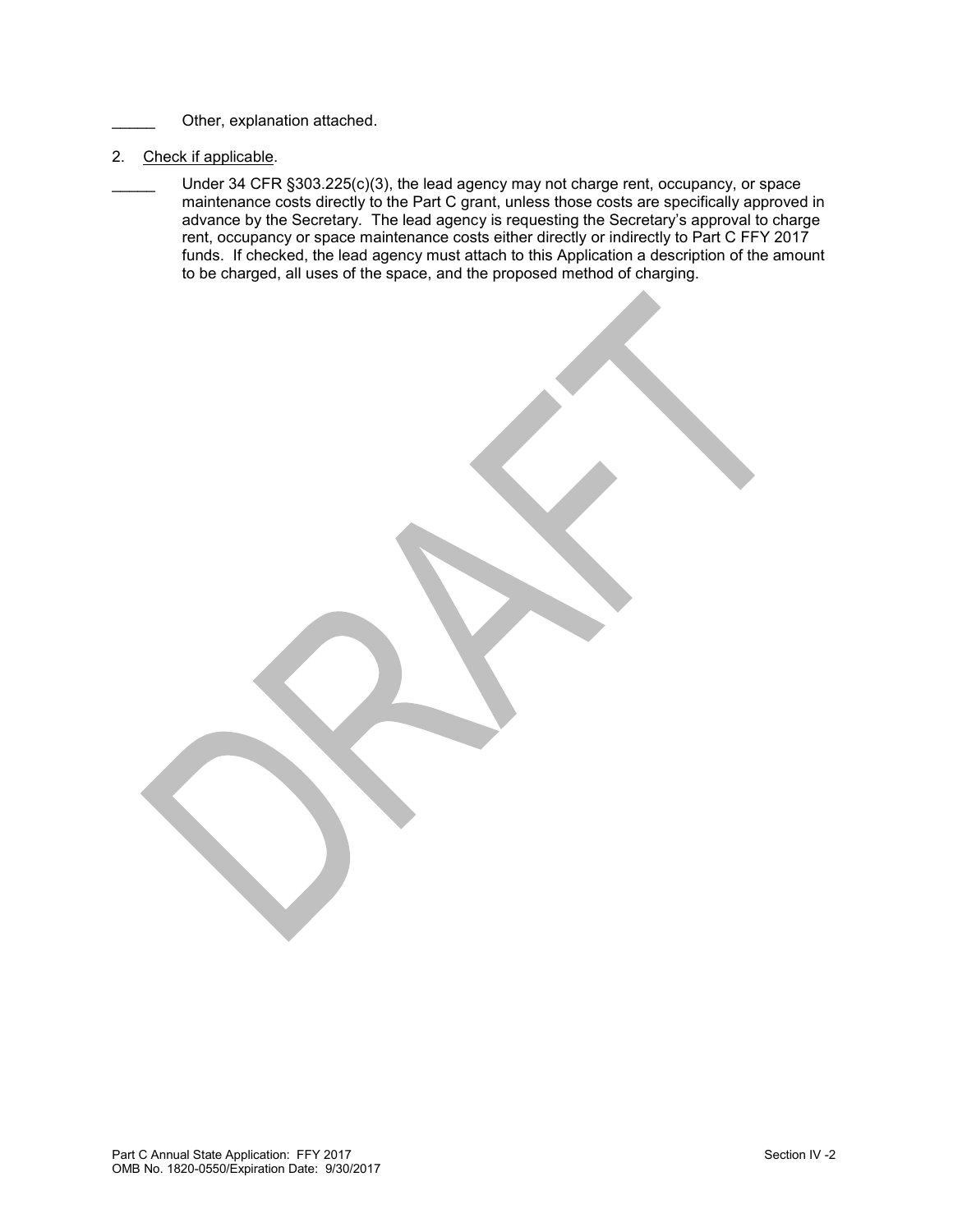_____ Other, explanation attached.

2. Check if applicable.

_____ Under 34 CFR §303.225(c)(3), the lead agency may not charge rent, occupancy, or space maintenance costs directly to the Part C grant, unless those costs are specifically approved in advance by the Secretary. The lead agency is requesting the Secretary's approval to charge rent, occupancy or space maintenance costs either directly or indirectly to Part C FFY 2017 funds. If checked, the lead agency must attach to this Application a description of the amount to be charged, all uses of the space, and the proposed method of charging.